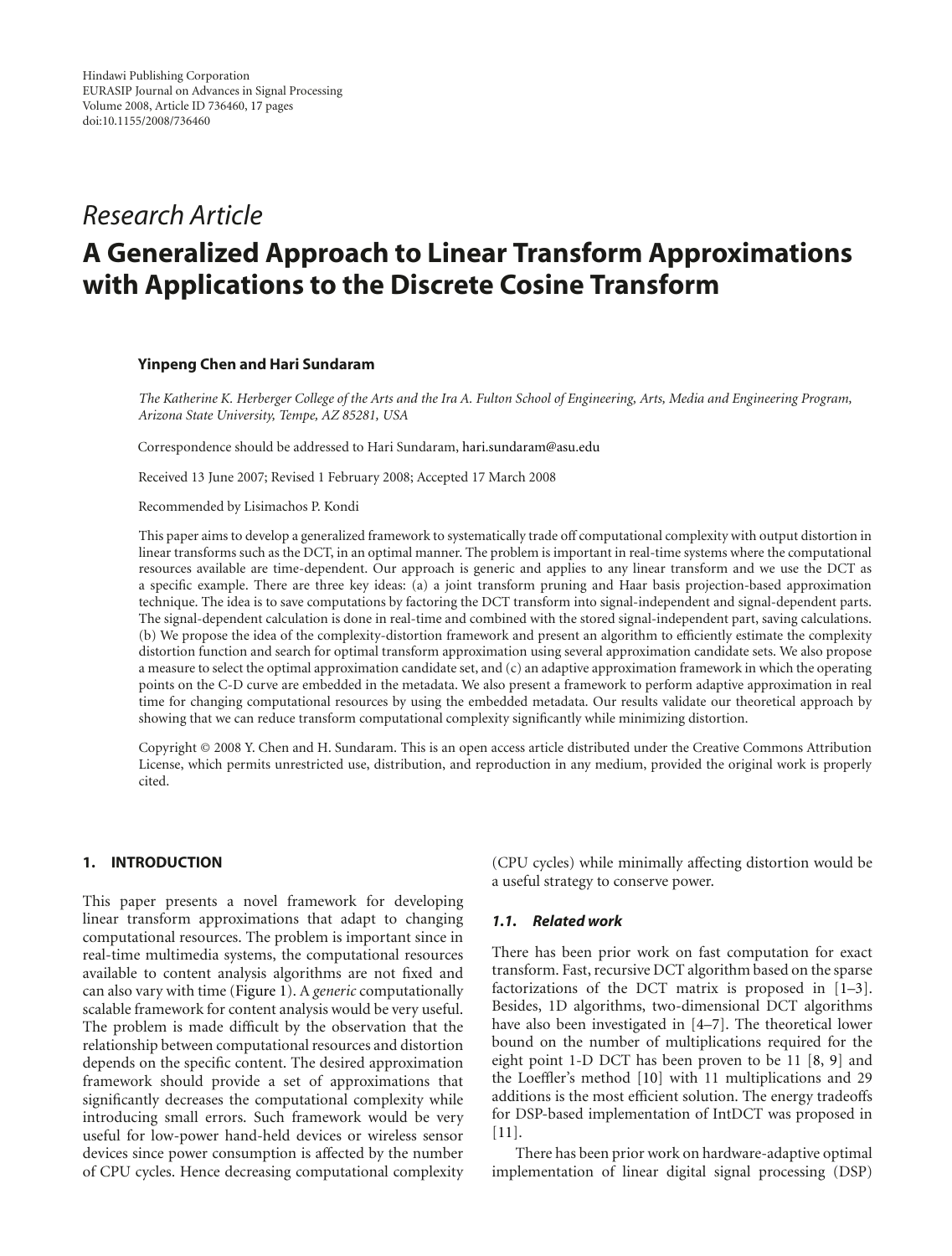Hindawi Publishing Corporation
EURASIP Journal on Advances in Signal Processing
Volume 2008, Article ID 736460, 17 pages
doi:10.1155/2008/736460

*Research Article*

# A Generalized Approach to Linear Transform Approximations with Applications to the Discrete Cosine Transform

**Yinpeng Chen and Hari Sundaram**

*The Katherine K. Herberger College of the Arts and the Ira A. Fulton School of Engineering, Arts, Media and Engineering Program, Arizona State University, Tempe, AZ 85281, USA*

Correspondence should be addressed to Hari Sundaram, hari.sundaram@asu.edu

Received 13 June 2007; Revised 1 February 2008; Accepted 17 March 2008

Recommended by Lisimachos P. Kondi

This paper aims to develop a generalized framework to systematically trade off computational complexity with output distortion in linear transforms such as the DCT, in an optimal manner. The problem is important in real-time systems where the computational resources available are time-dependent. Our approach is generic and applies to any linear transform and we use the DCT as a specific example. There are three key ideas: (a) a joint transform pruning and Haar basis projection-based approximation technique. The idea is to save computations by factoring the DCT transform into signal-independent and signal-dependent parts. The signal-dependent calculation is done in real-time and combined with the stored signal-independent part, saving calculations. (b) We propose the idea of the complexity-distortion framework and present an algorithm to efficiently estimate the complexity distortion function and search for optimal transform approximation using several approximation candidate sets. We also propose a measure to select the optimal approximation candidate set, and (c) an adaptive approximation framework in which the operating points on the C-D curve are embedded in the metadata. We also present a framework to perform adaptive approximation in real time for changing computational resources by using the embedded metadata. Our results validate our theoretical approach by showing that we can reduce transform computational complexity significantly while minimizing distortion.

Copyright © 2008 Y. Chen and H. Sundaram. This is an open access article distributed under the Creative Commons Attribution License, which permits unrestricted use, distribution, and reproduction in any medium, provided the original work is properly cited.

## 1. INTRODUCTION

This paper presents a novel framework for developing linear transform approximations that adapt to changing computational resources. The problem is important since in real-time multimedia systems, the computational resources available to content analysis algorithms are not fixed and can also vary with time (Figure 1). A *generic* computationally scalable framework for content analysis would be very useful. The problem is made difficult by the observation that the relationship between computational resources and distortion depends on the specific content. The desired approximation framework should provide a set of approximations that significantly decreases the computational complexity while introducing small errors. Such framework would be very useful for low-power hand-held devices or wireless sensor devices since power consumption is affected by the number of CPU cycles. Hence decreasing computational complexity (CPU cycles) while minimally affecting distortion would be a useful strategy to conserve power.

### 1.1. Related work

There has been prior work on fast computation for exact transform. Fast, recursive DCT algorithm based on the sparse factorizations of the DCT matrix is proposed in [1–3]. Besides, 1D algorithms, two-dimensional DCT algorithms have also been investigated in [4–7]. The theoretical lower bound on the number of multiplications required for the eight point 1-D DCT has been proven to be 11 [8, 9] and the Loeffler's method [10] with 11 multiplications and 29 additions is the most efficient solution. The energy tradeoffs for DSP-based implementation of IntDCT was proposed in [11].

There has been prior work on hardware-adaptive optimal implementation of linear digital signal processing (DSP)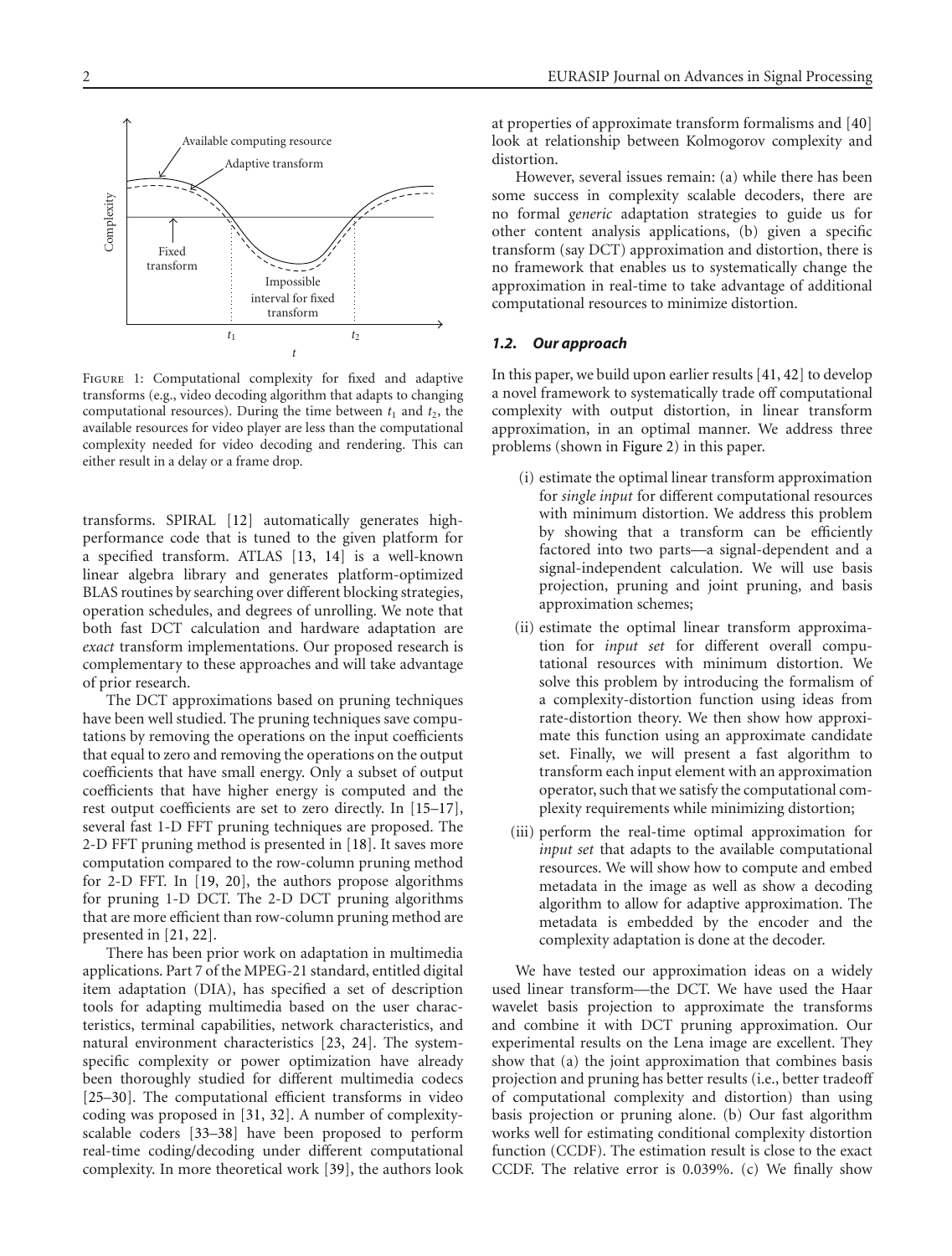Available computing resource

Adaptive transform

Complexity

Fixed transform

Impossible interval for fixed transform

$t_1$

$t_2$

$t$

Figure 1: Computational complexity for fixed and adaptive transforms (e.g., video decoding algorithm that adapts to changing computational resources). During the time between $t_1$ and $t_2$, the available resources for video player are less than the computational complexity needed for video decoding and rendering. This can either result in a delay or a frame drop.

transforms. SPIRAL [12] automatically generates high-performance code that is tuned to the given platform for a specified transform. ATLAS [13, 14] is a well-known linear algebra library and generates platform-optimized BLAS routines by searching over different blocking strategies, operation schedules, and degrees of unrolling. We note that both fast DCT calculation and hardware adaptation are *exact* transform implementations. Our proposed research is complementary to these approaches and will take advantage of prior research.

The DCT approximations based on pruning techniques have been well studied. The pruning techniques save computations by removing the operations on the input coefficients that equal to zero and removing the operations on the output coefficients that have small energy. Only a subset of output coefficients that have higher energy is computed and the rest output coefficients are set to zero directly. In [15–17], several fast 1-D FFT pruning techniques are proposed. The 2-D FFT pruning method is presented in [18]. It saves more computation compared to the row-column pruning method for 2-D FFT. In [19, 20], the authors propose algorithms for pruning 1-D DCT. The 2-D DCT pruning algorithms that are more efficient than row-column pruning method are presented in [21, 22].

There has been prior work on adaptation in multimedia applications. Part 7 of the MPEG-21 standard, entitled digital item adaptation (DIA), has specified a set of description tools for adapting multimedia based on the user characteristics, terminal capabilities, network characteristics, and natural environment characteristics [23, 24]. The system-specific complexity or power optimization have already been thoroughly studied for different multimedia codecs [25–30]. The computational efficient transforms in video coding was proposed in [31, 32]. A number of complexity-scalable coders [33–38] have been proposed to perform real-time coding/decoding under different computational complexity. In more theoretical work [39], the authors look at properties of approximate transform formalisms and [40] look at relationship between Kolmogorov complexity and distortion.

However, several issues remain: (a) while there has been some success in complexity scalable decoders, there are no formal *generic* adaptation strategies to guide us for other content analysis applications, (b) given a specific transform (say DCT) approximation and distortion, there is no framework that enables us to systematically change the approximation in real-time to take advantage of additional computational resources to minimize distortion.

### 1.2. Our approach

In this paper, we build upon earlier results [41, 42] to develop a novel framework to systematically trade off computational complexity with output distortion, in linear transform approximation, in an optimal manner. We address three problems (shown in Figure 2) in this paper.

(i) estimate the optimal linear transform approximation for *single input* for different computational resources with minimum distortion. We address this problem by showing that a transform can be efficiently factored into two parts—a signal-dependent and a signal-independent calculation. We will use basis projection, pruning and joint pruning, and basis approximation schemes;

(ii) estimate the optimal linear transform approximation for *input set* for different overall computational resources with minimum distortion. We solve this problem by introducing the formalism of a complexity-distortion function using ideas from rate-distortion theory. We then show how approximate this function using an approximate candidate set. Finally, we will present a fast algorithm to transform each input element with an approximation operator, such that we satisfy the computational complexity requirements while minimizing distortion;

(iii) perform the real-time optimal approximation for *input set* that adapts to the available computational resources. We will show how to compute and embed metadata in the image as well as show a decoding algorithm to allow for adaptive approximation. The metadata is embedded by the encoder and the complexity adaptation is done at the decoder.

We have tested our approximation ideas on a widely used linear transform—the DCT. We have used the Haar wavelet basis projection to approximate the transforms and combine it with DCT pruning approximation. Our experimental results on the Lena image are excellent. They show that (a) the joint approximation that combines basis projection and pruning has better results (i.e., better tradeoff of computational complexity and distortion) than using basis projection or pruning alone. (b) Our fast algorithm works well for estimating conditional complexity distortion function (CCDF). The estimation result is close to the exact CCDF. The relative error is 0.039%. (c) We finally show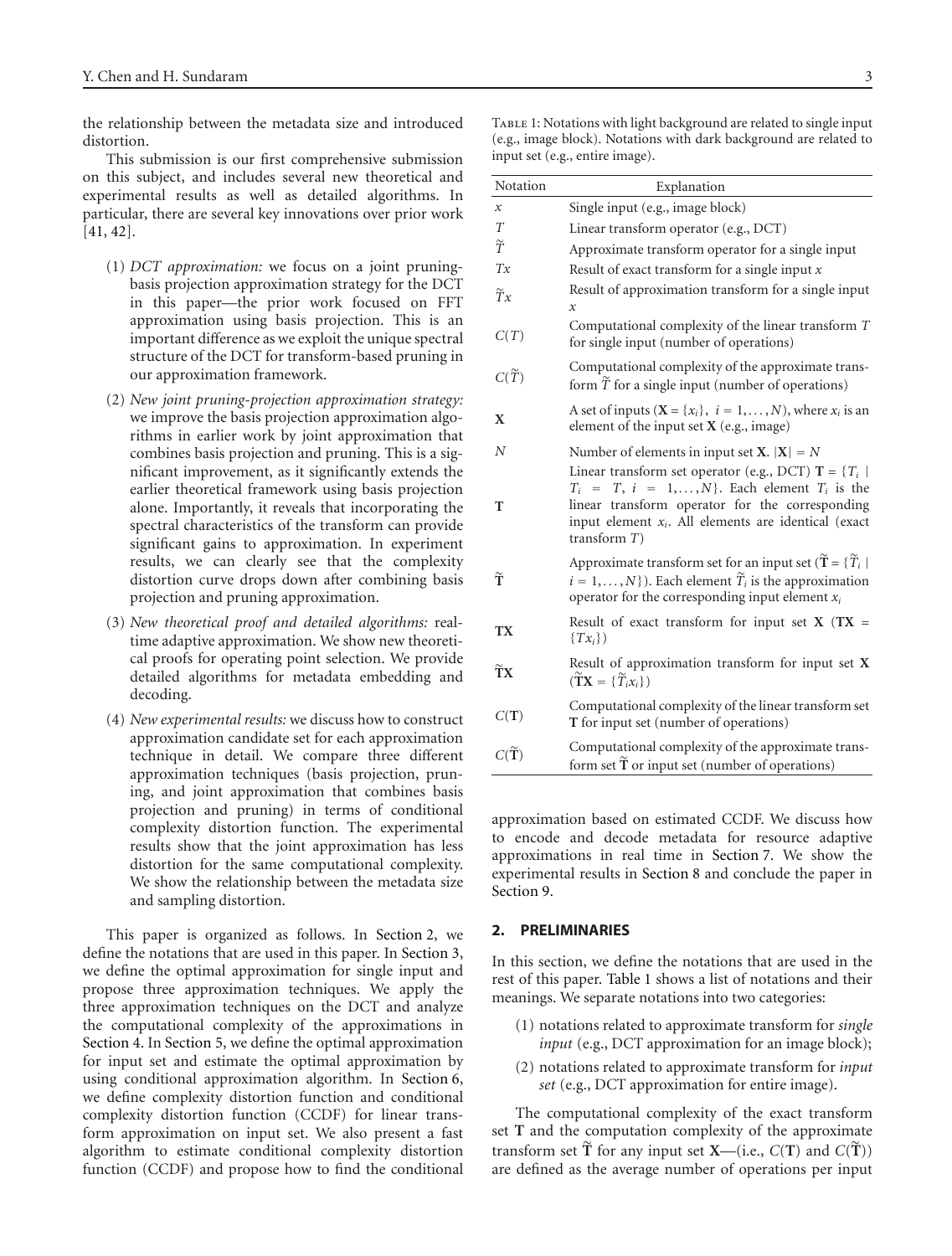the relationship between the metadata size and introduced distortion.

This submission is our first comprehensive submission on this subject, and includes several new theoretical and experimental results as well as detailed algorithms. In particular, there are several key innovations over prior work [41, 42].

(1) *DCT approximation:* we focus on a joint pruning-basis projection approximation strategy for the DCT in this paper—the prior work focused on FFT approximation using basis projection. This is an important difference as we exploit the unique spectral structure of the DCT for transform-based pruning in our approximation framework.

(2) *New joint pruning-projection approximation strategy:* we improve the basis projection approximation algorithms in earlier work by joint approximation that combines basis projection and pruning. This is a significant improvement, as it significantly extends the earlier theoretical framework using basis projection alone. Importantly, it reveals that incorporating the spectral characteristics of the transform can provide significant gains to approximation. In experiment results, we can clearly see that the complexity distortion curve drops down after combining basis projection and pruning approximation.

(3) *New theoretical proof and detailed algorithms:* real-time adaptive approximation. We show new theoretical proofs for operating point selection. We provide detailed algorithms for metadata embedding and decoding.

(4) *New experimental results:* we discuss how to construct approximation candidate set for each approximation technique in detail. We compare three different approximation techniques (basis projection, pruning, and joint approximation that combines basis projection and pruning) in terms of conditional complexity distortion function. The experimental results show that the joint approximation has less distortion for the same computational complexity. We show the relationship between the metadata size and sampling distortion.

This paper is organized as follows. In Section 2, we define the notations that are used in this paper. In Section 3, we define the optimal approximation for single input and propose three approximation techniques. We apply the three approximation techniques on the DCT and analyze the computational complexity of the approximations in Section 4. In Section 5, we define the optimal approximation for input set and estimate the optimal approximation by using conditional approximation algorithm. In Section 6, we define complexity distortion function and conditional complexity distortion function (CCDF) for linear transform approximation on input set. We also present a fast algorithm to estimate conditional complexity distortion function (CCDF) and propose how to find the conditional approximation based on estimated CCDF. We discuss how to encode and decode metadata for resource adaptive approximations in real time in Section 7. We show the experimental results in Section 8 and conclude the paper in Section 9.

Table 1: Notations with light background are related to single input (e.g., image block). Notations with dark background are related to input set (e.g., entire image).

| Notation | Explanation |
|---|---|
| $x$ | Single input (e.g., image block) |
| $T$ | Linear transform operator (e.g., DCT) |
| $\widetilde{T}$ | Approximate transform operator for a single input |
| $Tx$ | Result of exact transform for a single input $x$ |
| $\widetilde{T}x$ | Result of approximation transform for a single input $x$ |
| $C(T)$ | Computational complexity of the linear transform $T$ for single input (number of operations) |
| $C(\widetilde{T})$ | Computational complexity of the approximate transform $\widetilde{T}$ for a single input (number of operations) |
| $\mathbf{X}$ | A set of inputs ($\mathbf{X} = \{x_i\},\ i = 1, \dots, N$), where $x_i$ is an element of the input set $\mathbf{X}$ (e.g., image) |
| $N$ | Number of elements in input set $\mathbf{X}$. $\lvert\mathbf{X}\rvert = N$ |
| $\mathbf{T}$ | Linear transform set operator (e.g., DCT) $\mathbf{T} = \{T_i \mid T_i = T,\ i = 1, \dots, N\}$. Each element $T_i$ is the linear transform operator for the corresponding input element $x_i$. All elements are identical (exact transform $T$) |
| $\widetilde{\mathbf{T}}$ | Approximate transform set for an input set ($\widetilde{\mathbf{T}} = \{\widetilde{T}_i \mid i = 1, \dots, N\}$). Each element $\widetilde{T}_i$ is the approximation operator for the corresponding input element $x_i$ |
| $\mathbf{TX}$ | Result of exact transform for input set $\mathbf{X}$ ($\mathbf{TX} = \{Tx_i\}$) |
| $\widetilde{\mathbf{T}}\mathbf{X}$ | Result of approximation transform for input set $\mathbf{X}$ ($\widetilde{\mathbf{T}}\mathbf{X} = \{\widetilde{T}_i x_i\}$) |
| $C(\mathbf{T})$ | Computational complexity of the linear transform set $\mathbf{T}$ for input set (number of operations) |
| $C(\widetilde{\mathbf{T}})$ | Computational complexity of the approximate transform set $\widetilde{\mathbf{T}}$ or input set (number of operations) |

## 2. PRELIMINARIES

In this section, we define the notations that are used in the rest of this paper. Table 1 shows a list of notations and their meanings. We separate notations into two categories:

(1) notations related to approximate transform for *single input* (e.g., DCT approximation for an image block);

(2) notations related to approximate transform for *input set* (e.g., DCT approximation for entire image).

The computational complexity of the exact transform set $\mathbf{T}$ and the computation complexity of the approximate transform set $\widetilde{\mathbf{T}}$ for any input set $\mathbf{X}$—(i.e., $C(\mathbf{T})$ and $C(\widetilde{\mathbf{T}})$) are defined as the average number of operations per input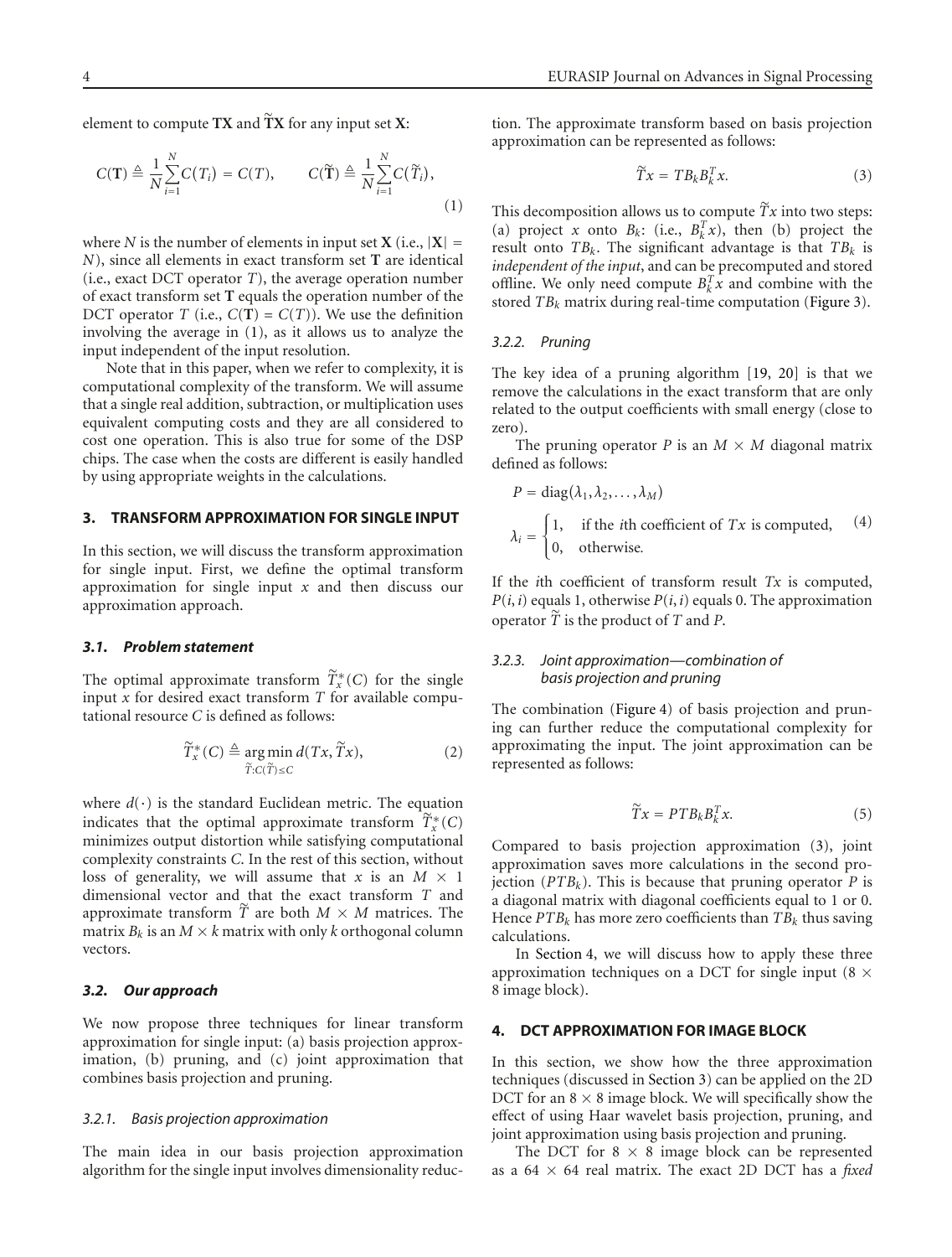element to compute $\mathbf{TX}$ and $\widetilde{\mathbf{T}}\mathbf{X}$ for any input set $\mathbf{X}$:

$$C(\mathbf{T}) \triangleq \frac{1}{N}\sum_{i=1}^{N} C(T_i) = C(T), \qquad C(\widetilde{\mathbf{T}}) \triangleq \frac{1}{N}\sum_{i=1}^{N} C(\widetilde{T}_i), \tag{1}$$

where $N$ is the number of elements in input set $\mathbf{X}$ (i.e., $|\mathbf{X}| = N$), since all elements in exact transform set $\mathbf{T}$ are identical (i.e., exact DCT operator $T$), the average operation number of exact transform set $\mathbf{T}$ equals the operation number of the DCT operator $T$ (i.e., $C(\mathbf{T}) = C(T)$). We use the definition involving the average in (1), as it allows us to analyze the input independent of the input resolution.

Note that in this paper, when we refer to complexity, it is computational complexity of the transform. We will assume that a single real addition, subtraction, or multiplication uses equivalent computing costs and they are all considered to cost one operation. This is also true for some of the DSP chips. The case when the costs are different is easily handled by using appropriate weights in the calculations.

## 3. TRANSFORM APPROXIMATION FOR SINGLE INPUT

In this section, we will discuss the transform approximation for single input. First, we define the optimal transform approximation for single input $x$ and then discuss our approximation approach.

### 3.1. Problem statement

The optimal approximate transform $\widetilde{T}_x^*(C)$ for the single input $x$ for desired exact transform $T$ for available computational resource $C$ is defined as follows:

$$\widetilde{T}_x^*(C) \triangleq \underset{\widetilde{T}:C(\widetilde{T}) \leq C}{\arg\min}\, d(Tx, \widetilde{T}x), \tag{2}$$

where $d(\cdot)$ is the standard Euclidean metric. The equation indicates that the optimal approximate transform $\widetilde{T}_x^*(C)$ minimizes output distortion while satisfying computational complexity constraints $C$. In the rest of this section, without loss of generality, we will assume that $x$ is an $M \times 1$ dimensional vector and that the exact transform $T$ and approximate transform $\widetilde{T}$ are both $M \times M$ matrices. The matrix $B_k$ is an $M \times k$ matrix with only $k$ orthogonal column vectors.

### 3.2. Our approach

We now propose three techniques for linear transform approximation for single input: (a) basis projection approximation, (b) pruning, and (c) joint approximation that combines basis projection and pruning.

#### 3.2.1. Basis projection approximation

The main idea in our basis projection approximation algorithm for the single input involves dimensionality reduction. The approximate transform based on basis projection approximation can be represented as follows:

$$\widetilde{T}x = TB_kB_k^Tx. \tag{3}$$

This decomposition allows us to compute $\widetilde{T}x$ into two steps: (a) project $x$ onto $B_k$: (i.e., $B_k^Tx$), then (b) project the result onto $TB_k$. The significant advantage is that $TB_k$ is *independent of the input*, and can be precomputed and stored offline. We only need compute $B_k^Tx$ and combine with the stored $TB_k$ matrix during real-time computation (Figure 3).

#### 3.2.2. Pruning

The key idea of a pruning algorithm [19, 20] is that we remove the calculations in the exact transform that are only related to the output coefficients with small energy (close to zero).

The pruning operator $P$ is an $M \times M$ diagonal matrix defined as follows:

$$P = \operatorname{diag}(\lambda_1, \lambda_2, \ldots, \lambda_M)$$
$$\lambda_i = \begin{cases} 1, & \text{if the } i\text{th coefficient of } Tx \text{ is computed,} \\ 0, & \text{otherwise.} \end{cases} \tag{4}$$

If the $i$th coefficient of transform result $Tx$ is computed, $P(i, i)$ equals 1, otherwise $P(i, i)$ equals 0. The approximation operator $\widetilde{T}$ is the product of $T$ and $P$.

#### 3.2.3. Joint approximation—combination of basis projection and pruning

The combination (Figure 4) of basis projection and pruning can further reduce the computational complexity for approximating the input. The joint approximation can be represented as follows:

$$\widetilde{T}x = PTB_kB_k^Tx. \tag{5}$$

Compared to basis projection approximation (3), joint approximation saves more calculations in the second projection ($PTB_k$). This is because that pruning operator $P$ is a diagonal matrix with diagonal coefficients equal to 1 or 0. Hence $PTB_k$ has more zero coefficients than $TB_k$ thus saving calculations.

In Section 4, we will discuss how to apply these three approximation techniques on a DCT for single input ($8 \times 8$ image block).

## 4. DCT APPROXIMATION FOR IMAGE BLOCK

In this section, we show how the three approximation techniques (discussed in Section 3) can be applied on the 2D DCT for an $8 \times 8$ image block. We will specifically show the effect of using Haar wavelet basis projection, pruning, and joint approximation using basis projection and pruning.

The DCT for $8 \times 8$ image block can be represented as a $64 \times 64$ real matrix. The exact 2D DCT has a *fixed*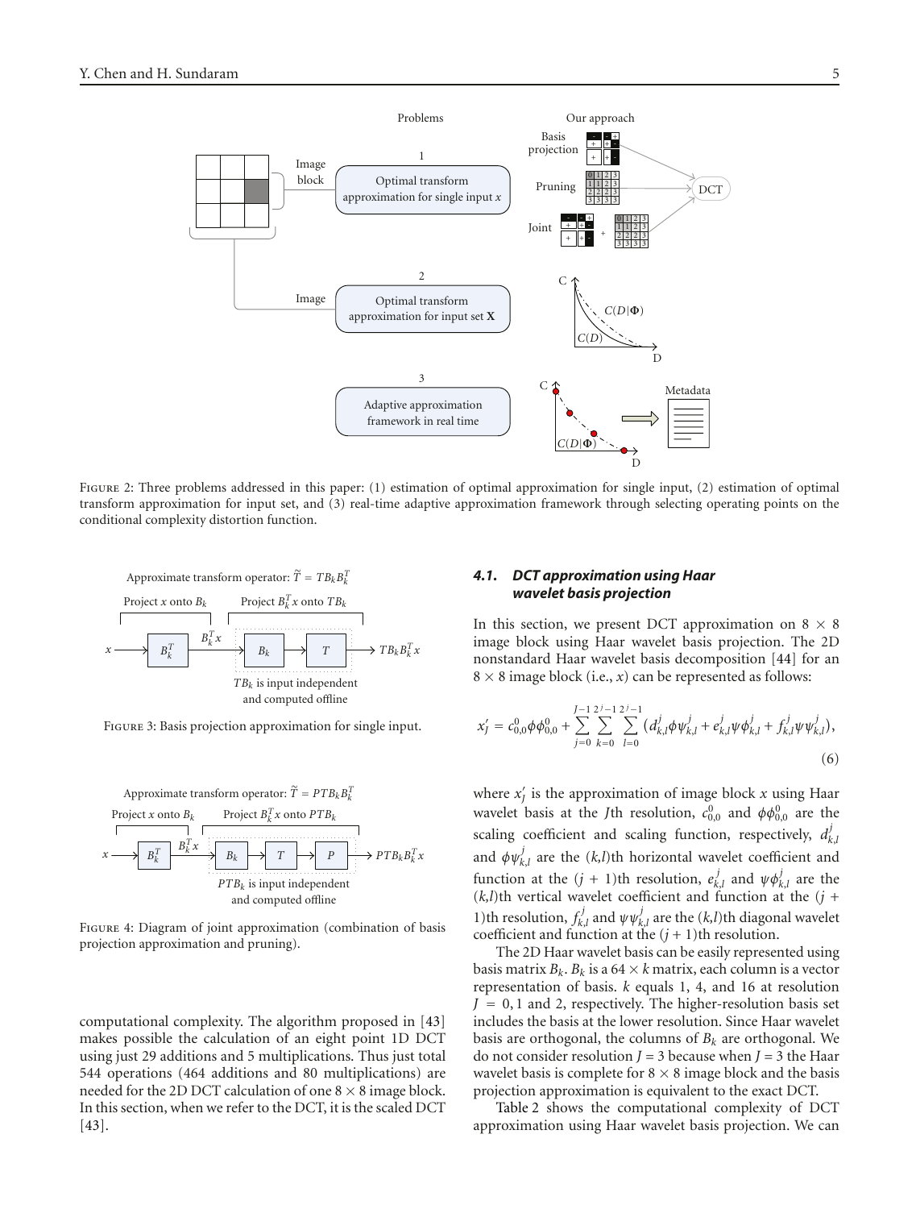Figure 2: Three problems addressed in this paper: (1) estimation of optimal approximation for single input, (2) estimation of optimal transform approximation for input set, and (3) real-time adaptive approximation framework through selecting operating points on the conditional complexity distortion function.

Figure 3: Basis projection approximation for single input.

Figure 4: Diagram of joint approximation (combination of basis projection approximation and pruning).

computational complexity. The algorithm proposed in [43] makes possible the calculation of an eight point 1D DCT using just 29 additions and 5 multiplications. Thus just total 544 operations (464 additions and 80 multiplications) are needed for the 2D DCT calculation of one $8 \times 8$ image block. In this section, when we refer to the DCT, it is the scaled DCT [43].

### 4.1. DCT approximation using Haar wavelet basis projection

In this section, we present DCT approximation on $8 \times 8$ image block using Haar wavelet basis projection. The 2D nonstandard Haar wavelet basis decomposition [44] for an $8 \times 8$ image block (i.e., $x$) can be represented as follows:

$$x_J' = c_{0,0}^0 \phi\phi_{0,0}^0 + \sum_{j=0}^{J-1} \sum_{k=0}^{2^j-1} \sum_{l=0}^{2^j-1} \left( d_{k,l}^j \phi\psi_{k,l}^j + e_{k,l}^j \psi\phi_{k,l}^j + f_{k,l}^j \psi\psi_{k,l}^j \right), \tag{6}$$

where $x_J'$ is the approximation of image block $x$ using Haar wavelet basis at the $J$th resolution, $c_{0,0}^0$ and $\phi\phi_{0,0}^0$ are the scaling coefficient and scaling function, respectively, $d_{k,l}^j$ and $\phi\psi_{k,l}^j$ are the $(k,l)$th horizontal wavelet coefficient and function at the $(j+1)$th resolution, $e_{k,l}^j$ and $\psi\phi_{k,l}^j$ are the $(k,l)$th vertical wavelet coefficient and function at the $(j+1)$th resolution, $f_{k,l}^j$ and $\psi\psi_{k,l}^j$ are the $(k,l)$th diagonal wavelet coefficient and function at the $(j+1)$th resolution.

The 2D Haar wavelet basis can be easily represented using basis matrix $B_k$. $B_k$ is a $64 \times k$ matrix, each column is a vector representation of basis. $k$ equals 1, 4, and 16 at resolution $J = 0, 1$ and 2, respectively. The higher-resolution basis set includes the basis at the lower resolution. Since Haar wavelet basis are orthogonal, the columns of $B_k$ are orthogonal. We do not consider resolution $J = 3$ because when $J = 3$ the Haar wavelet basis is complete for $8 \times 8$ image block and the basis projection approximation is equivalent to the exact DCT.

Table 2 shows the computational complexity of DCT approximation using Haar wavelet basis projection. We can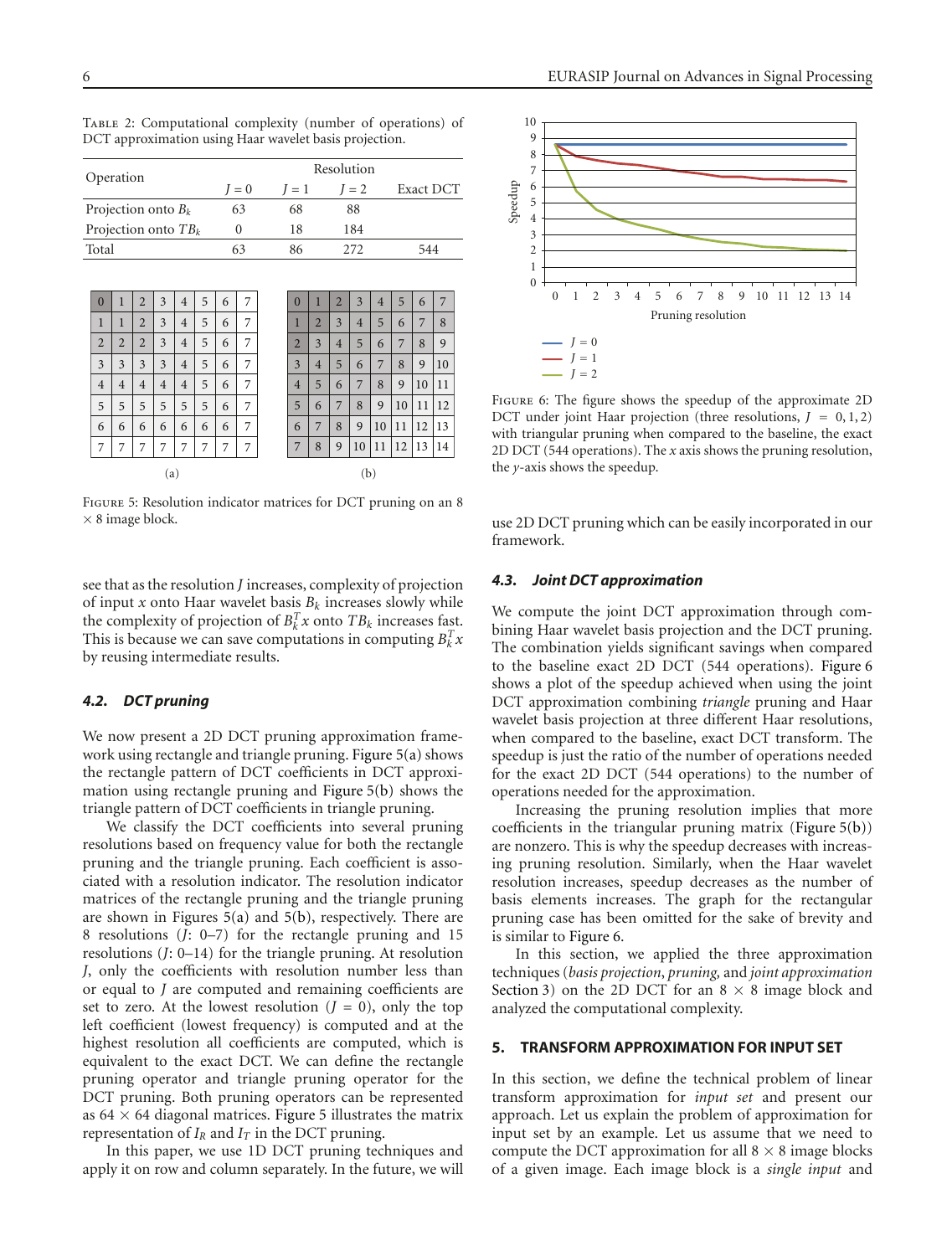Table 2: Computational complexity (number of operations) of DCT approximation using Haar wavelet basis projection.

| Operation | Resolution | | | |
|---|---|---|---|---|
| | $J = 0$ | $J = 1$ | $J = 2$ | Exact DCT |
| Projection onto $B_k$ | 63 | 68 | 88 | |
| Projection onto $TB_k$ | 0 | 18 | 184 | |
| Total | 63 | 86 | 272 | 544 |

(a)

| | | | | | | | |
|---|---|---|---|---|---|---|---|
| 0 | 1 | 2 | 3 | 4 | 5 | 6 | 7 |
| 1 | 1 | 2 | 3 | 4 | 5 | 6 | 7 |
| 2 | 2 | 2 | 3 | 4 | 5 | 6 | 7 |
| 3 | 3 | 3 | 3 | 4 | 5 | 6 | 7 |
| 4 | 4 | 4 | 4 | 4 | 5 | 6 | 7 |
| 5 | 5 | 5 | 5 | 5 | 5 | 6 | 7 |
| 6 | 6 | 6 | 6 | 6 | 6 | 6 | 7 |
| 7 | 7 | 7 | 7 | 7 | 7 | 7 | 7 |

(b)

| | | | | | | | |
|---|---|---|---|---|---|---|---|
| 0 | 1 | 2 | 3 | 4 | 5 | 6 | 7 |
| 1 | 2 | 3 | 4 | 5 | 6 | 7 | 8 |
| 2 | 3 | 4 | 5 | 6 | 7 | 8 | 9 |
| 3 | 4 | 5 | 6 | 7 | 8 | 9 | 10 |
| 4 | 5 | 6 | 7 | 8 | 9 | 10 | 11 |
| 5 | 6 | 7 | 8 | 9 | 10 | 11 | 12 |
| 6 | 7 | 8 | 9 | 10 | 11 | 12 | 13 |
| 7 | 8 | 9 | 10 | 11 | 12 | 13 | 14 |

Figure 5: Resolution indicator matrices for DCT pruning on an 8 × 8 image block.

see that as the resolution $J$ increases, complexity of projection of input $x$ onto Haar wavelet basis $B_k$ increases slowly while the complexity of projection of $B_k^T x$ onto $TB_k$ increases fast. This is because we can save computations in computing $B_k^T x$ by reusing intermediate results.

### 4.2. DCT pruning

We now present a 2D DCT pruning approximation framework using rectangle and triangle pruning. Figure 5(a) shows the rectangle pattern of DCT coefficients in DCT approximation using rectangle pruning and Figure 5(b) shows the triangle pattern of DCT coefficients in triangle pruning.

We classify the DCT coefficients into several pruning resolutions based on frequency value for both the rectangle pruning and the triangle pruning. Each coefficient is associated with a resolution indicator. The resolution indicator matrices of the rectangle pruning and the triangle pruning are shown in Figures 5(a) and 5(b), respectively. There are 8 resolutions ($J$: 0–7) for the rectangle pruning and 15 resolutions ($J$: 0–14) for the triangle pruning. At resolution $J$, only the coefficients with resolution number less than or equal to $J$ are computed and remaining coefficients are set to zero. At the lowest resolution ($J = 0$), only the top left coefficient (lowest frequency) is computed and at the highest resolution all coefficients are computed, which is equivalent to the exact DCT. We can define the rectangle pruning operator and triangle pruning operator for the DCT pruning. Both pruning operators can be represented as 64 × 64 diagonal matrices. Figure 5 illustrates the matrix representation of $I_R$ and $I_T$ in the DCT pruning.

In this paper, we use 1D DCT pruning techniques and apply it on row and column separately. In the future, we will use 2D DCT pruning which can be easily incorporated in our framework.

Figure 6: The figure shows the speedup of the approximate 2D DCT under joint Haar projection (three resolutions, $J = 0, 1, 2$) with triangular pruning when compared to the baseline, the exact 2D DCT (544 operations). The $x$ axis shows the pruning resolution, the $y$-axis shows the speedup.

### 4.3. Joint DCT approximation

We compute the joint DCT approximation through combining Haar wavelet basis projection and the DCT pruning. The combination yields significant savings when compared to the baseline exact 2D DCT (544 operations). Figure 6 shows a plot of the speedup achieved when using the joint DCT approximation combining *triangle* pruning and Haar wavelet basis projection at three different Haar resolutions, when compared to the baseline, exact DCT transform. The speedup is just the ratio of the number of operations needed for the exact 2D DCT (544 operations) to the number of operations needed for the approximation.

Increasing the pruning resolution implies that more coefficients in the triangular pruning matrix (Figure 5(b)) are nonzero. This is why the speedup decreases with increasing pruning resolution. Similarly, when the Haar wavelet resolution increases, speedup decreases as the number of basis elements increases. The graph for the rectangular pruning case has been omitted for the sake of brevity and is similar to Figure 6.

In this section, we applied the three approximation techniques (*basis projection*, *pruning,* and *joint approximation* Section 3) on the 2D DCT for an 8 × 8 image block and analyzed the computational complexity.

## 5. TRANSFORM APPROXIMATION FOR INPUT SET

In this section, we define the technical problem of linear transform approximation for *input set* and present our approach. Let us explain the problem of approximation for input set by an example. Let us assume that we need to compute the DCT approximation for all 8 × 8 image blocks of a given image. Each image block is a *single input* and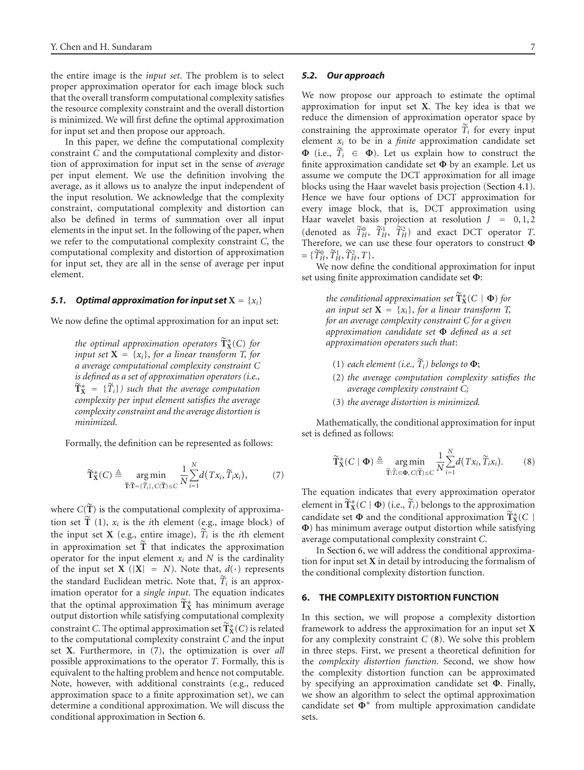the entire image is the *input set*. The problem is to select proper approximation operator for each image block such that the overall transform computational complexity satisfies the resource complexity constraint and the overall distortion is minimized. We will first define the optimal approximation for input set and then propose our approach.

In this paper, we define the computational complexity constraint $C$ and the computational complexity and distortion of approximation for input set in the sense of *average* per input element. We use the definition involving the average, as it allows us to analyze the input independent of the input resolution. We acknowledge that the complexity constraint, computational complexity and distortion can also be defined in terms of summation over all input elements in the input set. In the following of the paper, when we refer to the computational complexity constraint $C$, the computational complexity and distortion of approximation for input set, they are all in the sense of average per input element.

### 5.1. Optimal approximation for input set $\mathbf{X} = \{x_i\}$

We now define the optimal approximation for an input set:

> *the optimal approximation operators $\widetilde{\mathbf{T}}^*_{\mathbf{X}}(C)$ for input set $\mathbf{X} = \{x_i\}$, for a linear transform T, for a average computational complexity constraint C is defined as a set of approximation operators (i.e., $\widetilde{\mathbf{T}}^*_{\mathbf{X}} = \{\widetilde{T}_i\}$) such that the average computation complexity per input element satisfies the average complexity constraint and the average distortion is minimized.*

Formally, the definition can be represented as follows:

$$\widetilde{\mathbf{T}}^*_{\mathbf{X}}(C) \triangleq \underset{\widetilde{\mathbf{T}}:\widetilde{\mathbf{T}}=\{\widetilde{T}_i\},\, C(\widetilde{\mathbf{T}})\leq C}{\arg\min} \frac{1}{N}\sum_{i=1}^{N} d(Tx_i, \widetilde{T}_i x_i), \tag{7}$$

where $C(\widetilde{\mathbf{T}})$ is the computational complexity of approximation set $\widetilde{\mathbf{T}}$ (1), $x_i$ is the $i$th element (e.g., image block) of the input set $\mathbf{X}$ (e.g., entire image), $\widetilde{T}_i$ is the $i$th element in approximation set $\widetilde{\mathbf{T}}$ that indicates the approximation operator for the input element $x_i$ and $N$ is the cardinality of the input set $\mathbf{X}$ ($|\mathbf{X}| = N$). Note that, $d(\cdot)$ represents the standard Euclidean metric. Note that, $\widetilde{T}_i$ is an approximation operator for a *single input*. The equation indicates that the optimal approximation $\widetilde{\mathbf{T}}^*_{\mathbf{X}}$ has minimum average output distortion while satisfying computational complexity constraint $C$. The optimal approximation set $\widetilde{\mathbf{T}}^*_{\mathbf{X}}(C)$ is related to the computational complexity constraint $C$ and the input set $\mathbf{X}$. Furthermore, in (7), the optimization is over *all* possible approximations to the operator $T$. Formally, this is equivalent to the halting problem and hence not computable. Note, however, with additional constraints (e.g., reduced approximation space to a finite approximation set), we can determine a conditional approximation. We will discuss the conditional approximation in Section 6.

### 5.2. Our approach

We now propose our approach to estimate the optimal approximation for input set $\mathbf{X}$. The key idea is that we reduce the dimension of approximation operator space by constraining the approximate operator $\widetilde{T}_i$ for every input element $x_i$ to be in a *finite* approximation candidate set $\mathbf{\Phi}$ (i.e., $\widetilde{T}_i \in \mathbf{\Phi}$). Let us explain how to construct the finite approximation candidate set $\mathbf{\Phi}$ by an example. Let us assume we compute the DCT approximation for all image blocks using the Haar wavelet basis projection (Section 4.1). Hence we have four options of DCT approximation for every image block, that is, DCT approximation using Haar wavelet basis projection at resolution $J = 0, 1, 2$ (denoted as $\widetilde{T}^0_H$, $\widetilde{T}^1_H$, $\widetilde{T}^2_H$) and exact DCT operator $T$. Therefore, we can use these four operators to construct $\mathbf{\Phi} = \{\widetilde{T}^0_H, \widetilde{T}^1_H, \widetilde{T}^2_H, T\}$.

We now define the conditional approximation for input set using finite approximation candidate set $\mathbf{\Phi}$:

> *the conditional approximation set $\widetilde{\mathbf{T}}^*_{\mathbf{X}}(C \mid \mathbf{\Phi})$ for an input set $\mathbf{X} = \{x_i\}$, for a linear transform T, for an average complexity constraint C for a given approximation candidate set $\mathbf{\Phi}$ defined as a set approximation operators such that*:
>
> (1) *each element (i.e., $\widetilde{T}_i$) belongs to $\mathbf{\Phi}$*;
>
> (2) *the average computation complexity satisfies the average complexity constraint C;*
>
> (3) *the average distortion is minimized.*

Mathematically, the conditional approximation for input set is defined as follows:

$$\widetilde{\mathbf{T}}^*_{\mathbf{X}}(C \mid \mathbf{\Phi}) \triangleq \underset{\widetilde{\mathbf{T}}:\widetilde{T}_i\in\mathbf{\Phi},\, C(\widetilde{\mathbf{T}})\leq C}{\arg\min} \frac{1}{N}\sum_{i=1}^{N} d(Tx_i, \widetilde{T}_i x_i). \tag{8}$$

The equation indicates that every approximation operator element in $\widetilde{\mathbf{T}}^*_{\mathbf{X}}(C \mid \mathbf{\Phi})$ (i.e., $\widetilde{T}_i$) belongs to the approximation candidate set $\mathbf{\Phi}$ and the conditional approximation $\widetilde{\mathbf{T}}^*_{\mathbf{X}}(C \mid \mathbf{\Phi})$ has minimum average output distortion while satisfying average computational complexity constraint $C$.

In Section 6, we will address the conditional approximation for input set $\mathbf{X}$ in detail by introducing the formalism of the conditional complexity distortion function.

## 6. THE COMPLEXITY DISTORTION FUNCTION

In this section, we will propose a complexity distortion framework to address the approximation for an input set $\mathbf{X}$ for any complexity constraint $C$ (8). We solve this problem in three steps. First, we present a theoretical definition for the *complexity distortion function*. Second, we show how the complexity distortion function can be approximated by specifying an approximation candidate set $\mathbf{\Phi}$. Finally, we show an algorithm to select the optimal approximation candidate set $\mathbf{\Phi}^*$ from multiple approximation candidate sets.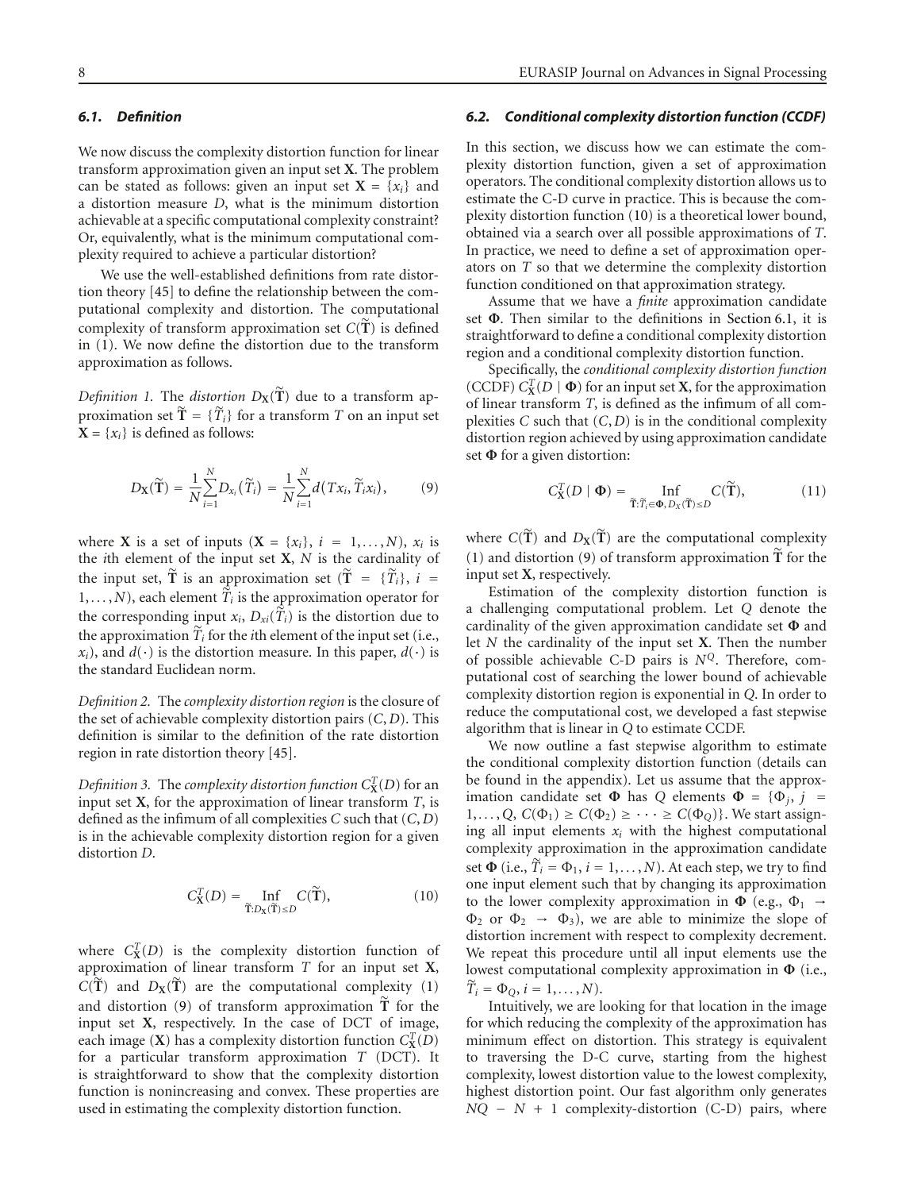### *6.1. Definition*

We now discuss the complexity distortion function for linear transform approximation given an input set $\mathbf{X}$. The problem can be stated as follows: given an input set $\mathbf{X} = \{x_i\}$ and a distortion measure $D$, what is the minimum distortion achievable at a specific computational complexity constraint? Or, equivalently, what is the minimum computational complexity required to achieve a particular distortion?

We use the well-established definitions from rate distortion theory [45] to define the relationship between the computational complexity and distortion. The computational complexity of transform approximation set $C(\widetilde{\mathbf{T}})$ is defined in (1). We now define the distortion due to the transform approximation as follows.

*Definition 1.* The *distortion* $D_{\mathbf{X}}(\widetilde{\mathbf{T}})$ due to a transform approximation set $\widetilde{\mathbf{T}} = \{\widetilde{T}_i\}$ for a transform $T$ on an input set $\mathbf{X} = \{x_i\}$ is defined as follows:

$$D_{\mathbf{X}}(\widetilde{\mathbf{T}}) = \frac{1}{N}\sum_{i=1}^{N} D_{x_i}(\widetilde{T}_i) = \frac{1}{N}\sum_{i=1}^{N} d(Tx_i, \widetilde{T}_i x_i), \tag{9}$$

where $\mathbf{X}$ is a set of inputs ($\mathbf{X} = \{x_i\}$, $i = 1,\ldots,N$), $x_i$ is the $i$th element of the input set $\mathbf{X}$, $N$ is the cardinality of the input set, $\widetilde{\mathbf{T}}$ is an approximation set ($\widetilde{\mathbf{T}} = \{\widetilde{T}_i\}$, $i = 1,\ldots,N$), each element $\widetilde{T}_i$ is the approximation operator for the corresponding input $x_i$, $D_{xi}(\widetilde{T}_i)$ is the distortion due to the approximation $\widetilde{T}_i$ for the $i$th element of the input set (i.e., $x_i$), and $d(\cdot)$ is the distortion measure. In this paper, $d(\cdot)$ is the standard Euclidean norm.

*Definition 2.* The *complexity distortion region* is the closure of the set of achievable complexity distortion pairs $(C, D)$. This definition is similar to the definition of the rate distortion region in rate distortion theory [45].

*Definition 3.* The *complexity distortion function* $C_{\mathbf{X}}^{T}(D)$ for an input set $\mathbf{X}$, for the approximation of linear transform $T$, is defined as the infimum of all complexities $C$ such that $(C, D)$ is in the achievable complexity distortion region for a given distortion $D$.

$$C_{\mathbf{X}}^{T}(D) = \operatorname*{Inf}_{\widetilde{\mathbf{T}}: D_{\mathbf{X}}(\widetilde{\mathbf{T}}) \le D} C(\widetilde{\mathbf{T}}), \tag{10}$$

where $C_{\mathbf{X}}^{T}(D)$ is the complexity distortion function of approximation of linear transform $T$ for an input set $\mathbf{X}$, $C(\widetilde{\mathbf{T}})$ and $D_{\mathbf{X}}(\widetilde{\mathbf{T}})$ are the computational complexity (1) and distortion (9) of transform approximation $\widetilde{\mathbf{T}}$ for the input set $\mathbf{X}$, respectively. In the case of DCT of image, each image ($\mathbf{X}$) has a complexity distortion function $C_{\mathbf{X}}^{T}(D)$ for a particular transform approximation $T$ (DCT). It is straightforward to show that the complexity distortion function is nonincreasing and convex. These properties are used in estimating the complexity distortion function.

### *6.2. Conditional complexity distortion function (CCDF)*

In this section, we discuss how we can estimate the complexity distortion function, given a set of approximation operators. The conditional complexity distortion allows us to estimate the C-D curve in practice. This is because the complexity distortion function (10) is a theoretical lower bound, obtained via a search over all possible approximations of $T$. In practice, we need to define a set of approximation operators on $T$ so that we determine the complexity distortion function conditioned on that approximation strategy.

Assume that we have a *finite* approximation candidate set $\mathbf{\Phi}$. Then similar to the definitions in Section 6.1, it is straightforward to define a conditional complexity distortion region and a conditional complexity distortion function.

Specifically, the *conditional complexity distortion function* (CCDF) $C_{\mathbf{X}}^{T}(D \mid \mathbf{\Phi})$ for an input set $\mathbf{X}$, for the approximation of linear transform $T$, is defined as the infimum of all complexities $C$ such that $(C, D)$ is in the conditional complexity distortion region achieved by using approximation candidate set $\mathbf{\Phi}$ for a given distortion:

$$C_{\mathbf{X}}^{T}(D \mid \mathbf{\Phi}) = \operatorname*{Inf}_{\widetilde{\mathbf{T}}: \widetilde{T}_i \in \mathbf{\Phi}, D_X(\widetilde{\mathbf{T}}) \le D} C(\widetilde{\mathbf{T}}), \tag{11}$$

where $C(\widetilde{\mathbf{T}})$ and $D_{\mathbf{X}}(\widetilde{\mathbf{T}})$ are the computational complexity (1) and distortion (9) of transform approximation $\widetilde{\mathbf{T}}$ for the input set $\mathbf{X}$, respectively.

Estimation of the complexity distortion function is a challenging computational problem. Let $Q$ denote the cardinality of the given approximation candidate set $\mathbf{\Phi}$ and let $N$ the cardinality of the input set $\mathbf{X}$. Then the number of possible achievable C-D pairs is $N^Q$. Therefore, computational cost of searching the lower bound of achievable complexity distortion region is exponential in $Q$. In order to reduce the computational cost, we developed a fast stepwise algorithm that is linear in $Q$ to estimate CCDF.

We now outline a fast stepwise algorithm to estimate the conditional complexity distortion function (details can be found in the appendix). Let us assume that the approximation candidate set $\mathbf{\Phi}$ has $Q$ elements $\mathbf{\Phi} = \{\Phi_j,\ j = 1,\ldots,Q,\ C(\Phi_1) \ge C(\Phi_2) \ge \cdots \ge C(\Phi_Q)\}$. We start assigning all input elements $x_i$ with the highest computational complexity approximation in the approximation candidate set $\mathbf{\Phi}$ (i.e., $\widetilde{T}_i = \Phi_1$, $i = 1,\ldots,N$). At each step, we try to find one input element such that by changing its approximation to the lower complexity approximation in $\mathbf{\Phi}$ (e.g., $\Phi_1 \to \Phi_2$ or $\Phi_2 \to \Phi_3$), we are able to minimize the slope of distortion increment with respect to complexity decrement. We repeat this procedure until all input elements use the lowest computational complexity approximation in $\mathbf{\Phi}$ (i.e., $\widetilde{T}_i = \Phi_Q$, $i = 1,\ldots,N$).

Intuitively, we are looking for that location in the image for which reducing the complexity of the approximation has minimum effect on distortion. This strategy is equivalent to traversing the D-C curve, starting from the highest complexity, lowest distortion value to the lowest complexity, highest distortion point. Our fast algorithm only generates $NQ - N + 1$ complexity-distortion (C-D) pairs, where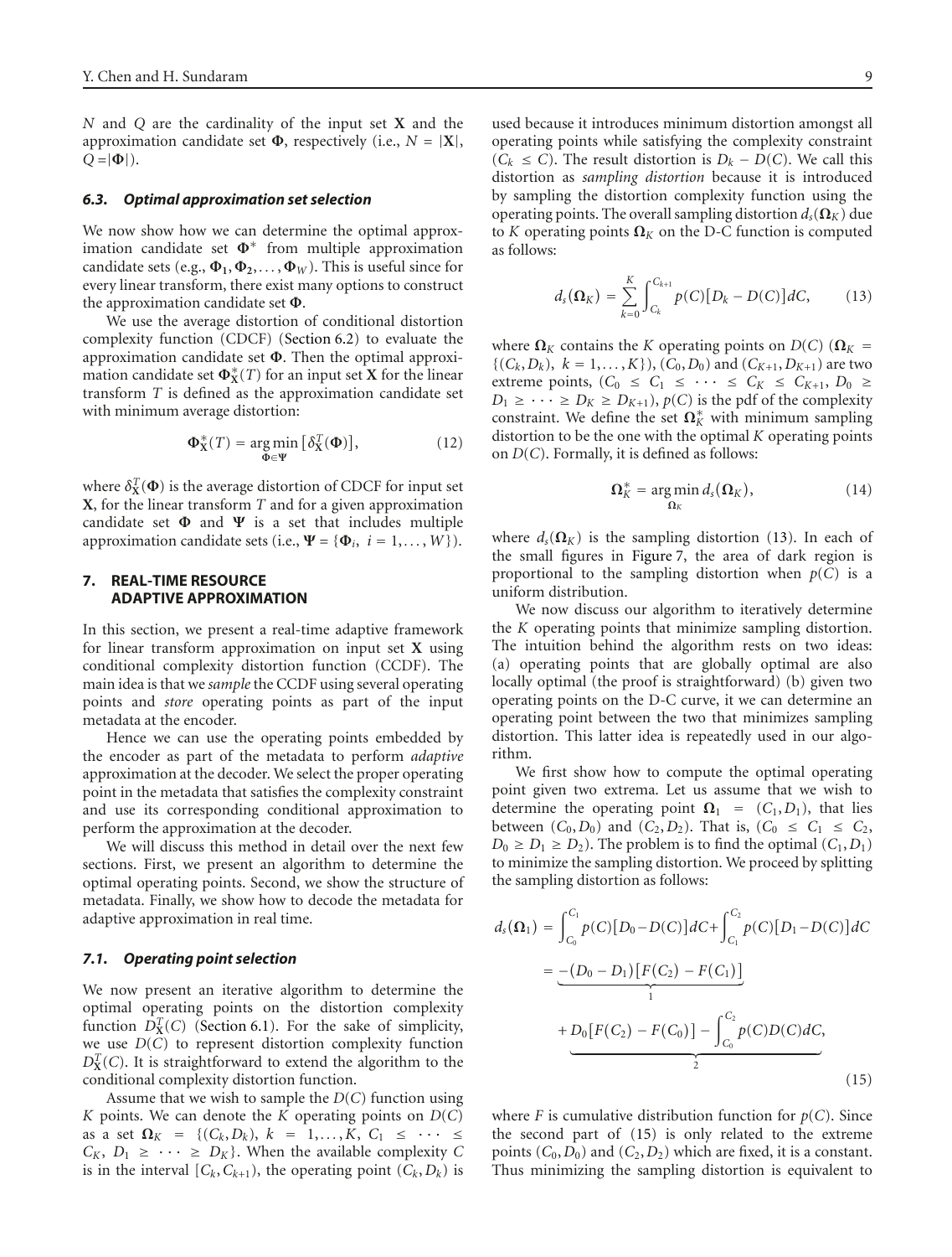$N$ and $Q$ are the cardinality of the input set $\mathbf{X}$ and the approximation candidate set $\mathbf{\Phi}$, respectively (i.e., $N = |\mathbf{X}|$, $Q = |\mathbf{\Phi}|$).

### *6.3. Optimal approximation set selection*

We now show how we can determine the optimal approximation candidate set $\mathbf{\Phi}^*$ from multiple approximation candidate sets (e.g., $\mathbf{\Phi_1}, \mathbf{\Phi_2}, \ldots, \mathbf{\Phi}_W$). This is useful since for every linear transform, there exist many options to construct the approximation candidate set $\mathbf{\Phi}$.

We use the average distortion of conditional distortion complexity function (CDCF) (Section 6.2) to evaluate the approximation candidate set $\mathbf{\Phi}$. Then the optimal approximation candidate set $\mathbf{\Phi}^*_{\mathbf{X}}(T)$ for an input set $\mathbf{X}$ for the linear transform $T$ is defined as the approximation candidate set with minimum average distortion:

$$\mathbf{\Phi}^*_{\mathbf{X}}(T) = \underset{\mathbf{\Phi} \in \mathbf{\Psi}}{\arg\min} \left[\delta^T_{\mathbf{X}}(\mathbf{\Phi})\right], \tag{12}$$

where $\delta^T_{\mathbf{X}}(\mathbf{\Phi})$ is the average distortion of CDCF for input set $\mathbf{X}$, for the linear transform $T$ and for a given approximation candidate set $\mathbf{\Phi}$ and $\mathbf{\Psi}$ is a set that includes multiple approximation candidate sets (i.e., $\mathbf{\Psi} = \{\mathbf{\Phi}_i,\ i = 1, \ldots, W\}$).

## 7. REAL-TIME RESOURCE ADAPTIVE APPROXIMATION

In this section, we present a real-time adaptive framework for linear transform approximation on input set $\mathbf{X}$ using conditional complexity distortion function (CCDF). The main idea is that we *sample* the CCDF using several operating points and *store* operating points as part of the input metadata at the encoder.

Hence we can use the operating points embedded by the encoder as part of the metadata to perform *adaptive* approximation at the decoder. We select the proper operating point in the metadata that satisfies the complexity constraint and use its corresponding conditional approximation to perform the approximation at the decoder.

We will discuss this method in detail over the next few sections. First, we present an algorithm to determine the optimal operating points. Second, we show the structure of metadata. Finally, we show how to decode the metadata for adaptive approximation in real time.

### *7.1. Operating point selection*

We now present an iterative algorithm to determine the optimal operating points on the distortion complexity function $D^T_{\mathbf{X}}(C)$ (Section 6.1). For the sake of simplicity, we use $D(C)$ to represent distortion complexity function $D^T_{\mathbf{X}}(C)$. It is straightforward to extend the algorithm to the conditional complexity distortion function.

Assume that we wish to sample the $D(C)$ function using $K$ points. We can denote the $K$ operating points on $D(C)$ as a set $\mathbf{\Omega}_K = \{(C_k, D_k),\ k = 1, \ldots, K,\ C_1 \leq \cdots \leq C_K,\ D_1 \geq \cdots \geq D_K\}$. When the available complexity $C$ is in the interval $[C_k, C_{k+1})$, the operating point $(C_k, D_k)$ is used because it introduces minimum distortion amongst all operating points while satisfying the complexity constraint ($C_k \leq C$). The result distortion is $D_k - D(C)$. We call this distortion as *sampling distortion* because it is introduced by sampling the distortion complexity function using the operating points. The overall sampling distortion $d_s(\mathbf{\Omega}_K)$ due to $K$ operating points $\mathbf{\Omega}_K$ on the D-C function is computed as follows:

$$d_s(\mathbf{\Omega}_K) = \sum_{k=0}^{K} \int_{C_k}^{C_{k+1}} p(C)\left[D_k - D(C)\right] dC, \tag{13}$$

where $\mathbf{\Omega}_K$ contains the $K$ operating points on $D(C)$ ($\mathbf{\Omega}_K = \{(C_k, D_k),\ k = 1, \ldots, K\}$), $(C_0, D_0)$ and $(C_{K+1}, D_{K+1})$ are two extreme points, ($C_0 \leq C_1 \leq \cdots \leq C_K \leq C_{K+1}$, $D_0 \geq D_1 \geq \cdots \geq D_K \geq D_{K+1}$), $p(C)$ is the pdf of the complexity constraint. We define the set $\mathbf{\Omega}^*_K$ with minimum sampling distortion to be the one with the optimal $K$ operating points on $D(C)$. Formally, it is defined as follows:

$$\mathbf{\Omega}^*_K = \underset{\mathbf{\Omega}_K}{\arg\min}\, d_s(\mathbf{\Omega}_K), \tag{14}$$

where $d_s(\mathbf{\Omega}_K)$ is the sampling distortion (13). In each of the small figures in Figure 7, the area of dark region is proportional to the sampling distortion when $p(C)$ is a uniform distribution.

We now discuss our algorithm to iteratively determine the $K$ operating points that minimize sampling distortion. The intuition behind the algorithm rests on two ideas: (a) operating points that are globally optimal are also locally optimal (the proof is straightforward) (b) given two operating points on the D-C curve, it we can determine an operating point between the two that minimizes sampling distortion. This latter idea is repeatedly used in our algorithm.

We first show how to compute the optimal operating point given two extrema. Let us assume that we wish to determine the operating point $\mathbf{\Omega}_1 = (C_1, D_1)$, that lies between $(C_0, D_0)$ and $(C_2, D_2)$. That is, ($C_0 \leq C_1 \leq C_2$, $D_0 \geq D_1 \geq D_2$). The problem is to find the optimal $(C_1, D_1)$ to minimize the sampling distortion. We proceed by splitting the sampling distortion as follows:

$$\begin{aligned}
d_s(\mathbf{\Omega}_1) &= \int_{C_0}^{C_1} p(C)\left[D_0 - D(C)\right] dC + \int_{C_1}^{C_2} p(C)\left[D_1 - D(C)\right] dC \\
&= \underbrace{-\left(D_0 - D_1\right)\left[F(C_2) - F(C_1)\right]}_{1} \\
&\quad + \underbrace{D_0\left[F(C_2) - F(C_0)\right] - \int_{C_0}^{C_2} p(C) D(C)\, dC}_{2},
\end{aligned} \tag{15}$$

where $F$ is cumulative distribution function for $p(C)$. Since the second part of (15) is only related to the extreme points $(C_0, D_0)$ and $(C_2, D_2)$ which are fixed, it is a constant. Thus minimizing the sampling distortion is equivalent to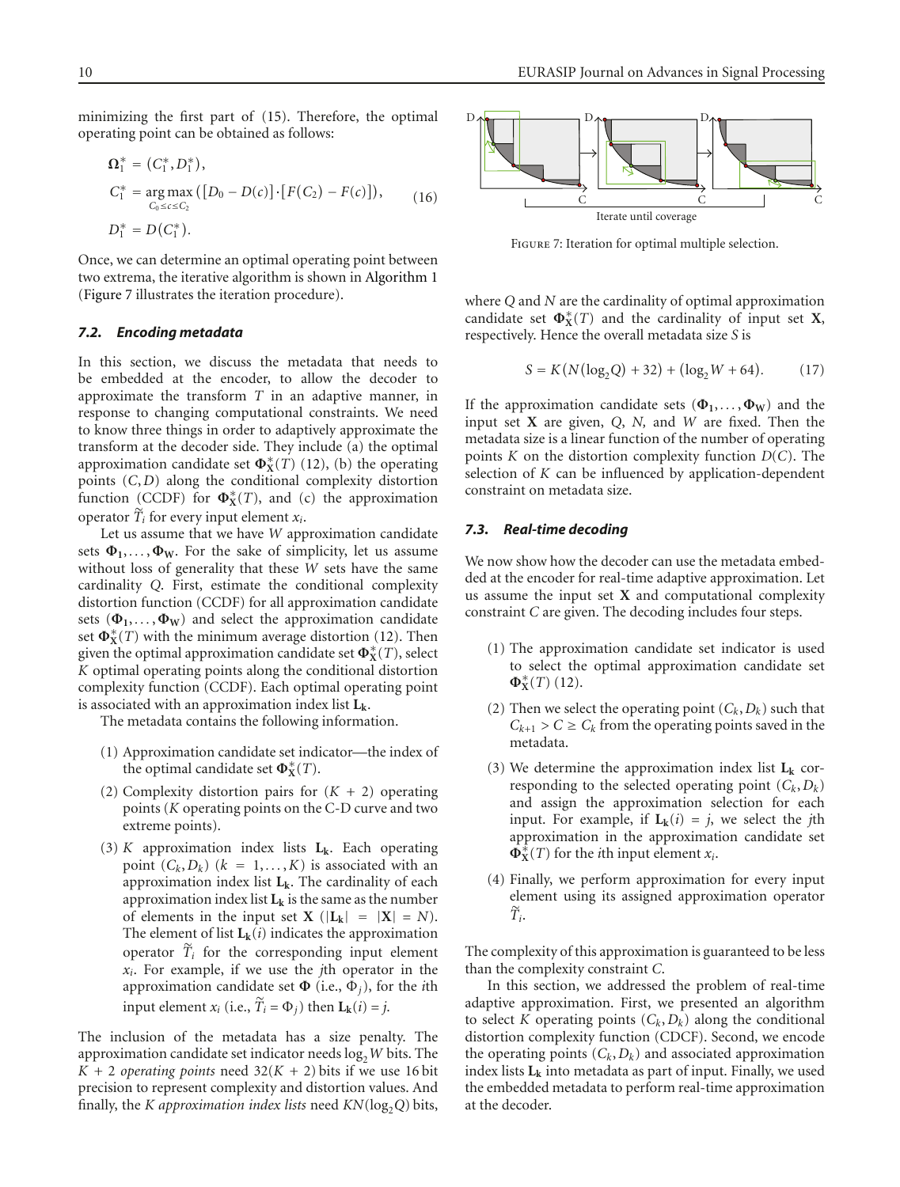minimizing the first part of (15). Therefore, the optimal operating point can be obtained as follows:

$$\Omega_1^* = (C_1^*, D_1^*),$$
$$C_1^* = \underset{C_0 \le c \le C_2}{\arg\max} \left( [D_0 - D(c)] \cdot [F(C_2) - F(c)] \right), \tag{16}$$
$$D_1^* = D(C_1^*).$$

Once, we can determine an optimal operating point between two extrema, the iterative algorithm is shown in Algorithm 1 (Figure 7 illustrates the iteration procedure).

### 7.2. Encoding metadata

In this section, we discuss the metadata that needs to be embedded at the encoder, to allow the decoder to approximate the transform $T$ in an adaptive manner, in response to changing computational constraints. We need to know three things in order to adaptively approximate the transform at the decoder side. They include (a) the optimal approximation candidate set $\Phi_{\mathbf{X}}^*(T)$ (12), (b) the operating points $(C, D)$ along the conditional complexity distortion function (CCDF) for $\Phi_{\mathbf{X}}^*(T)$, and (c) the approximation operator $\widetilde{T}_i$ for every input element $x_i$.

Let us assume that we have $W$ approximation candidate sets $\Phi_1, \ldots, \Phi_W$. For the sake of simplicity, let us assume without loss of generality that these $W$ sets have the same cardinality $Q$. First, estimate the conditional complexity distortion function (CCDF) for all approximation candidate sets $(\Phi_1, \ldots, \Phi_W)$ and select the approximation candidate set $\Phi_{\mathbf{X}}^*(T)$ with the minimum average distortion (12). Then given the optimal approximation candidate set $\Phi_{\mathbf{X}}^*(T)$, select $K$ optimal operating points along the conditional distortion complexity function (CCDF). Each optimal operating point is associated with an approximation index list $\mathbf{L_k}$.

The metadata contains the following information.

1. Approximation candidate set indicator—the index of the optimal candidate set $\Phi_{\mathbf{X}}^*(T)$.
2. Complexity distortion pairs for $(K + 2)$ operating points ($K$ operating points on the C-D curve and two extreme points).
3. $K$ approximation index lists $\mathbf{L_k}$. Each operating point $(C_k, D_k)$ $(k = 1, \ldots, K)$ is associated with an approximation index list $\mathbf{L_k}$. The cardinality of each approximation index list $\mathbf{L_k}$ is the same as the number of elements in the input set $\mathbf{X}$ ($|\mathbf{L_k}| = |\mathbf{X}| = N$). The element of list $\mathbf{L_k}(i)$ indicates the approximation operator $\widetilde{T}_i$ for the corresponding input element $x_i$. For example, if we use the $j$th operator in the approximation candidate set $\Phi$ (i.e., $\Phi_j$), for the $i$th input element $x_i$ (i.e., $\widetilde{T}_i = \Phi_j$) then $\mathbf{L_k}(i) = j$.

The inclusion of the metadata has a size penalty. The approximation candidate set indicator needs $\log_2 W$ bits. The $K + 2$ *operating points* need $32(K + 2)$ bits if we use 16 bit precision to represent complexity and distortion values. And finally, the *K approximation index lists* need $KN(\log_2 Q)$ bits, where $Q$ and $N$ are the cardinality of optimal approximation candidate set $\Phi_{\mathbf{X}}^*(T)$ and the cardinality of input set $\mathbf{X}$, respectively. Hence the overall metadata size $S$ is

$$S = K\left(N(\log_2 Q) + 32\right) + (\log_2 W + 64). \tag{17}$$

If the approximation candidate sets $(\Phi_1, \ldots, \Phi_W)$ and the input set $\mathbf{X}$ are given, $Q$, $N$, and $W$ are fixed. Then the metadata size is a linear function of the number of operating points $K$ on the distortion complexity function $D(C)$. The selection of $K$ can be influenced by application-dependent constraint on metadata size.

Figure 7: Iteration for optimal multiple selection.

### 7.3. Real-time decoding

We now show how the decoder can use the metadata embedded at the encoder for real-time adaptive approximation. Let us assume the input set $\mathbf{X}$ and computational complexity constraint $C$ are given. The decoding includes four steps.

1. The approximation candidate set indicator is used to select the optimal approximation candidate set $\Phi_{\mathbf{X}}^*(T)$ (12).
2. Then we select the operating point $(C_k, D_k)$ such that $C_{k+1} > C \ge C_k$ from the operating points saved in the metadata.
3. We determine the approximation index list $\mathbf{L_k}$ corresponding to the selected operating point $(C_k, D_k)$ and assign the approximation selection for each input. For example, if $\mathbf{L_k}(i) = j$, we select the $j$th approximation in the approximation candidate set $\Phi_{\mathbf{X}}^*(T)$ for the $i$th input element $x_i$.
4. Finally, we perform approximation for every input element using its assigned approximation operator $\widetilde{T}_i$.

The complexity of this approximation is guaranteed to be less than the complexity constraint $C$.

In this section, we addressed the problem of real-time adaptive approximation. First, we presented an algorithm to select $K$ operating points $(C_k, D_k)$ along the conditional distortion complexity function (CDCF). Second, we encode the operating points $(C_k, D_k)$ and associated approximation index lists $\mathbf{L_k}$ into metadata as part of input. Finally, we used the embedded metadata to perform real-time approximation at the decoder.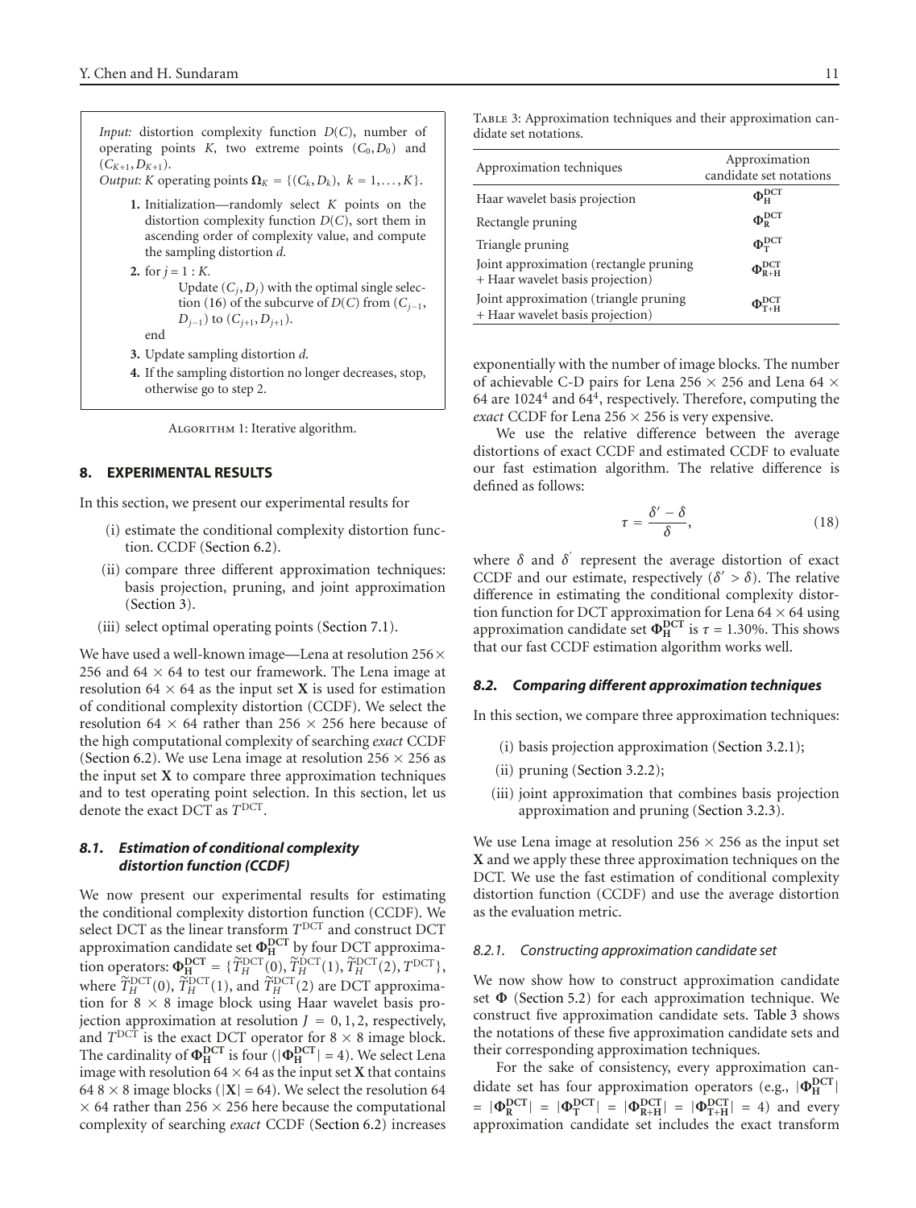*Input:* distortion complexity function $D(C)$, number of operating points $K$, two extreme points $(C_0, D_0)$ and $(C_{K+1}, D_{K+1})$.
*Output:* $K$ operating points $\mathbf{\Omega}_K = \{(C_k, D_k),\ k = 1, \ldots, K\}$.

**1.** Initialization—randomly select $K$ points on the distortion complexity function $D(C)$, sort them in ascending order of complexity value, and compute the sampling distortion $d$.

**2.** for $j = 1 : K$.
Update $(C_j, D_j)$ with the optimal single selection (16) of the subcurve of $D(C)$ from $(C_{j-1}, D_{j-1})$ to $(C_{j+1}, D_{j+1})$.
end

**3.** Update sampling distortion $d$.

**4.** If the sampling distortion no longer decreases, stop, otherwise go to step 2.

Algorithm 1: Iterative algorithm.

## 8. EXPERIMENTAL RESULTS

In this section, we present our experimental results for

(i) estimate the conditional complexity distortion function. CCDF (Section 6.2).

(ii) compare three different approximation techniques: basis projection, pruning, and joint approximation (Section 3).

(iii) select optimal operating points (Section 7.1).

We have used a well-known image—Lena at resolution $256 \times 256$ and $64 \times 64$ to test our framework. The Lena image at resolution $64 \times 64$ as the input set $\mathbf{X}$ is used for estimation of conditional complexity distortion (CCDF). We select the resolution $64 \times 64$ rather than $256 \times 256$ here because of the high computational complexity of searching *exact* CCDF (Section 6.2). We use Lena image at resolution $256 \times 256$ as the input set $\mathbf{X}$ to compare three approximation techniques and to test operating point selection. In this section, let us denote the exact DCT as $T^{\text{DCT}}$.

### 8.1. Estimation of conditional complexity distortion function (CCDF)

We now present our experimental results for estimating the conditional complexity distortion function (CCDF). We select DCT as the linear transform $T^{\text{DCT}}$ and construct DCT approximation candidate set $\mathbf{\Phi}_{\mathbf{H}}^{\mathbf{DCT}}$ by four DCT approximation operators: $\mathbf{\Phi}_{\mathbf{H}}^{\mathbf{DCT}} = \{\widetilde{T}_H^{\text{DCT}}(0), \widetilde{T}_H^{\text{DCT}}(1), \widetilde{T}_H^{\text{DCT}}(2), T^{\text{DCT}}\}$, where $\widetilde{T}_H^{\text{DCT}}(0)$, $\widetilde{T}_H^{\text{DCT}}(1)$, and $\widetilde{T}_H^{\text{DCT}}(2)$ are DCT approximation for $8 \times 8$ image block using Haar wavelet basis projection approximation at resolution $J = 0, 1, 2$, respectively, and $T^{\text{DCT}}$ is the exact DCT operator for $8 \times 8$ image block. The cardinality of $\mathbf{\Phi}_{\mathbf{H}}^{\mathbf{DCT}}$ is four ($|\mathbf{\Phi}_{\mathbf{H}}^{\mathbf{DCT}}| = 4$). We select Lena image with resolution $64 \times 64$ as the input set $\mathbf{X}$ that contains $64$ $8 \times 8$ image blocks ($|\mathbf{X}| = 64$). We select the resolution $64 \times 64$ rather than $256 \times 256$ here because the computational complexity of searching *exact* CCDF (Section 6.2) increases exponentially with the number of image blocks. The number of achievable C-D pairs for Lena $256 \times 256$ and Lena $64 \times 64$ are $1024^4$ and $64^4$, respectively. Therefore, computing the *exact* CCDF for Lena $256 \times 256$ is very expensive.

We use the relative difference between the average distortions of exact CCDF and estimated CCDF to evaluate our fast estimation algorithm. The relative difference is defined as follows:

$$\tau = \frac{\delta' - \delta}{\delta}, \tag{18}$$

where $\delta$ and $\delta'$ represent the average distortion of exact CCDF and our estimate, respectively ($\delta' > \delta$). The relative difference in estimating the conditional complexity distortion function for DCT approximation for Lena $64 \times 64$ using approximation candidate set $\mathbf{\Phi}_{\mathbf{H}}^{\mathbf{DCT}}$ is $\tau = 1.30\%$. This shows that our fast CCDF estimation algorithm works well.

### 8.2. Comparing different approximation techniques

In this section, we compare three approximation techniques:

(i) basis projection approximation (Section 3.2.1);

(ii) pruning (Section 3.2.2);

(iii) joint approximation that combines basis projection approximation and pruning (Section 3.2.3).

We use Lena image at resolution $256 \times 256$ as the input set $\mathbf{X}$ and we apply these three approximation techniques on the DCT. We use the fast estimation of conditional complexity distortion function (CCDF) and use the average distortion as the evaluation metric.

#### 8.2.1. Constructing approximation candidate set

We now show how to construct approximation candidate set $\mathbf{\Phi}$ (Section 5.2) for each approximation technique. We construct five approximation candidate sets. Table 3 shows the notations of these five approximation candidate sets and their corresponding approximation techniques.

Table 3: Approximation techniques and their approximation candidate set notations.

| Approximation techniques | Approximation candidate set notations |
|---|---|
| Haar wavelet basis projection | $\mathbf{\Phi}_{\mathbf{H}}^{\mathbf{DCT}}$ |
| Rectangle pruning | $\mathbf{\Phi}_{\mathbf{R}}^{\mathbf{DCT}}$ |
| Triangle pruning | $\mathbf{\Phi}_{\mathbf{T}}^{\mathbf{DCT}}$ |
| Joint approximation (rectangle pruning + Haar wavelet basis projection) | $\mathbf{\Phi}_{\mathbf{R+H}}^{\mathbf{DCT}}$ |
| Joint approximation (triangle pruning + Haar wavelet basis projection) | $\mathbf{\Phi}_{\mathbf{T+H}}^{\mathbf{DCT}}$ |

For the sake of consistency, every approximation candidate set has four approximation operators (e.g., $|\mathbf{\Phi}_{\mathbf{H}}^{\mathbf{DCT}}| = |\mathbf{\Phi}_{\mathbf{R}}^{\mathbf{DCT}}| = |\mathbf{\Phi}_{\mathbf{T}}^{\mathbf{DCT}}| = |\mathbf{\Phi}_{\mathbf{R+H}}^{\mathbf{DCT}}| = |\mathbf{\Phi}_{\mathbf{T+H}}^{\mathbf{DCT}}| = 4$) and every approximation candidate set includes the exact transform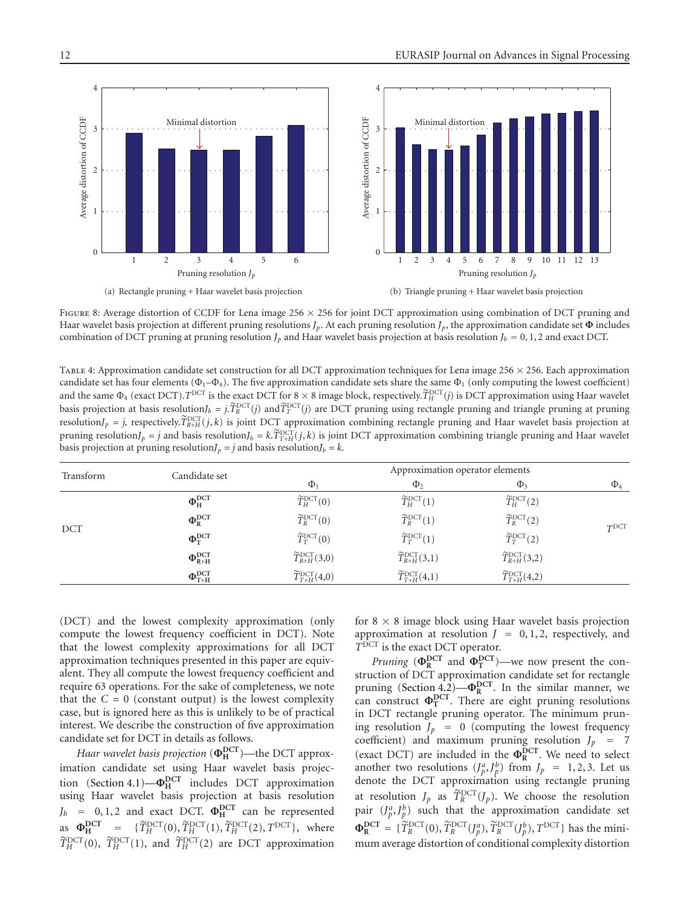Figure 8: Average distortion of CCDF for Lena image 256 × 256 for joint DCT approximation using combination of DCT pruning and Haar wavelet basis projection at different pruning resolutions $J_p$. At each pruning resolution $J_p$, the approximation candidate set $\mathbf{\Phi}$ includes combination of DCT pruning at pruning resolution $J_p$ and Haar wavelet basis projection at basis resolution $J_b = 0, 1, 2$ and exact DCT.

(a) Rectangle pruning + Haar wavelet basis projection

(b) Triangle pruning + Haar wavelet basis projection

Table 4: Approximation candidate set construction for all DCT approximation techniques for Lena image 256 × 256. Each approximation candidate set has four elements ($\Phi_1$–$\Phi_4$). The five approximation candidate sets share the same $\Phi_1$ (only computing the lowest coefficient) and the same $\Phi_4$ (exact DCT). $T^{\text{DCT}}$ is the exact DCT for 8 × 8 image block, respectively. $\widetilde{T}_H^{\text{DCT}}(j)$ is DCT approximation using Haar wavelet basis projection at basis resolution $J_b = j$. $\widetilde{T}_R^{\text{DCT}}(j)$ and $\widetilde{T}_T^{\text{DCT}}(j)$ are DCT pruning using rectangle pruning and triangle pruning at pruning resolution $J_p = j$, respectively. $\widetilde{T}_{R+H}^{\text{DCT}}(j,k)$ is joint DCT approximation combining rectangle pruning and Haar wavelet basis projection at pruning resolution $J_p = j$ and basis resolution $J_b = k$. $\widetilde{T}_{T+H}^{\text{DCT}}(j,k)$ is joint DCT approximation combining triangle pruning and Haar wavelet basis projection at pruning resolution $J_p = j$ and basis resolution $J_b = k$.

| Transform | Candidate set | Approximation operator elements | | | |
|---|---|---|---|---|---|
| | | $\Phi_1$ | $\Phi_2$ | $\Phi_3$ | $\Phi_4$ |
| DCT | $\mathbf{\Phi}_{\mathbf{H}}^{\mathbf{DCT}}$ | $\widetilde{T}_H^{\text{DCT}}(0)$ | $\widetilde{T}_H^{\text{DCT}}(1)$ | $\widetilde{T}_H^{\text{DCT}}(2)$ | $T^{\text{DCT}}$ |
| | $\mathbf{\Phi}_{\mathbf{R}}^{\mathbf{DCT}}$ | $\widetilde{T}_R^{\text{DCT}}(0)$ | $\widetilde{T}_R^{\text{DCT}}(1)$ | $\widetilde{T}_R^{\text{DCT}}(2)$ | |
| | $\mathbf{\Phi}_{\mathbf{T}}^{\mathbf{DCT}}$ | $\widetilde{T}_T^{\text{DCT}}(0)$ | $\widetilde{T}_T^{\text{DCT}}(1)$ | $\widetilde{T}_T^{\text{DCT}}(2)$ | |
| | $\mathbf{\Phi}_{\mathbf{R+H}}^{\mathbf{DCT}}$ | $\widetilde{T}_{R+H}^{\text{DCT}}(3{,}0)$ | $\widetilde{T}_{R+H}^{\text{DCT}}(3{,}1)$ | $\widetilde{T}_{R+H}^{\text{DCT}}(3{,}2)$ | |
| | $\mathbf{\Phi}_{\mathbf{T+H}}^{\mathbf{DCT}}$ | $\widetilde{T}_{T+H}^{\text{DCT}}(4{,}0)$ | $\widetilde{T}_{T+H}^{\text{DCT}}(4{,}1)$ | $\widetilde{T}_{T+H}^{\text{DCT}}(4{,}2)$ | |

(DCT) and the lowest complexity approximation (only compute the lowest frequency coefficient in DCT). Note that the lowest complexity approximations for all DCT approximation techniques presented in this paper are equivalent. They all compute the lowest frequency coefficient and require 63 operations. For the sake of completeness, we note that the $C = 0$ (constant output) is the lowest complexity case, but is ignored here as this is unlikely to be of practical interest. We describe the construction of five approximation candidate set for DCT in details as follows.

*Haar wavelet basis projection* ($\mathbf{\Phi}_{\mathbf{H}}^{\mathbf{DCT}}$)—the DCT approximation candidate set using Haar wavelet basis projection (Section 4.1)—$\mathbf{\Phi}_{\mathbf{H}}^{\mathbf{DCT}}$ includes DCT approximation using Haar wavelet basis projection at basis resolution $J_b = 0, 1, 2$ and exact DCT. $\mathbf{\Phi}_{\mathbf{H}}^{\mathbf{DCT}}$ can be represented as $\mathbf{\Phi}_{\mathbf{H}}^{\mathbf{DCT}} = \{\widetilde{T}_H^{\text{DCT}}(0), \widetilde{T}_H^{\text{DCT}}(1), \widetilde{T}_H^{\text{DCT}}(2), T^{\text{DCT}}\}$, where $\widetilde{T}_H^{\text{DCT}}(0)$, $\widetilde{T}_H^{\text{DCT}}(1)$, and $\widetilde{T}_H^{\text{DCT}}(2)$ are DCT approximation for 8 × 8 image block using Haar wavelet basis projection approximation at resolution $J = 0, 1, 2$, respectively, and $T^{\text{DCT}}$ is the exact DCT operator.

*Pruning* ($\mathbf{\Phi}_{\mathbf{R}}^{\mathbf{DCT}}$ and $\mathbf{\Phi}_{\mathbf{T}}^{\mathbf{DCT}}$)—we now present the construction of DCT approximation candidate set for rectangle pruning (Section 4.2)—$\mathbf{\Phi}_{\mathbf{R}}^{\mathbf{DCT}}$. In the similar manner, we can construct $\mathbf{\Phi}_{\mathbf{T}}^{\mathbf{DCT}}$. There are eight pruning resolutions in DCT rectangle pruning operator. The minimum pruning resolution $J_p = 0$ (computing the lowest frequency coefficient) and maximum pruning resolution $J_p = 7$ (exact DCT) are included in the $\mathbf{\Phi}_{\mathbf{R}}^{\mathbf{DCT}}$. We need to select another two resolutions $(J_p^a, J_p^b)$ from $J_p = 1, 2, 3$. Let us denote the DCT approximation using rectangle pruning at resolution $J_p$ as $\widetilde{T}_R^{\text{DCT}}(J_p)$. We choose the resolution pair $(J_p^a, J_p^b)$ such that the approximation candidate set $\mathbf{\Phi}_{\mathbf{R}}^{\mathbf{DCT}} = \{\widetilde{T}_R^{\text{DCT}}(0), \widetilde{T}_R^{\text{DCT}}(J_p^a), \widetilde{T}_R^{\text{DCT}}(J_p^b), T^{\text{DCT}}\}$ has the minimum average distortion of conditional complexity distortion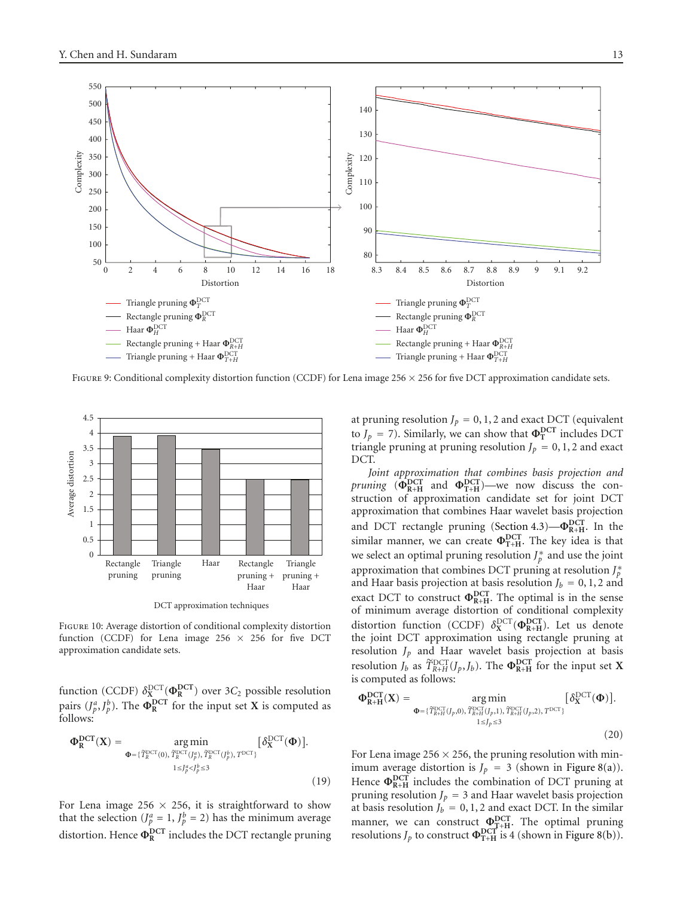FIGURE 9: Conditional complexity distortion function (CCDF) for Lena image 256 × 256 for five DCT approximation candidate sets.

FIGURE 10: Average distortion of conditional complexity distortion function (CCDF) for Lena image 256 × 256 for five DCT approximation candidate sets.

function (CCDF) $\delta_{\mathbf{X}}^{\text{DCT}}(\mathbf{\Phi}_{\mathbf{R}}^{\mathbf{DCT}})$ over $3C_2$ possible resolution pairs $(J_p^a, J_p^b)$. The $\mathbf{\Phi}_{\mathbf{R}}^{\mathbf{DCT}}$ for the input set $\mathbf{X}$ is computed as follows:

$$\mathbf{\Phi}_{\mathbf{R}}^{\mathbf{DCT}}(\mathbf{X}) = \underset{\substack{\Phi=\{\widetilde{T}_R^{\text{DCT}}(0),\, \widetilde{T}_R^{\text{DCT}}(J_p^a),\, \widetilde{T}_R^{\text{DCT}}(J_p^b),\, T^{\text{DCT}}\} \\ 1 \le J_p^a < J_p^b \le 3}}{\arg\min} \left[\delta_{\mathbf{X}}^{\text{DCT}}(\mathbf{\Phi})\right]. \tag{19}$$

For Lena image 256 × 256, it is straightforward to show that the selection ($J_p^a = 1$, $J_p^b = 2$) has the minimum average distortion. Hence $\mathbf{\Phi}_{\mathbf{R}}^{\mathbf{DCT}}$ includes the DCT rectangle pruning at pruning resolution $J_p = 0, 1, 2$ and exact DCT (equivalent to $J_p = 7$). Similarly, we can show that $\mathbf{\Phi}_{\mathbf{T}}^{\mathbf{DCT}}$ includes DCT triangle pruning at pruning resolution $J_p = 0, 1, 2$ and exact DCT.

*Joint approximation that combines basis projection and pruning* ($\mathbf{\Phi}_{\mathbf{R+H}}^{\mathbf{DCT}}$ and $\mathbf{\Phi}_{\mathbf{T+H}}^{\mathbf{DCT}}$)—we now discuss the construction of approximation candidate set for joint DCT approximation that combines Haar wavelet basis projection and DCT rectangle pruning (Section 4.3)—$\mathbf{\Phi}_{\mathbf{R+H}}^{\mathbf{DCT}}$. In the similar manner, we can create $\mathbf{\Phi}_{\mathbf{T+H}}^{\mathbf{DCT}}$. The key idea is that we select an optimal pruning resolution $J_p^*$ and use the joint approximation that combines DCT pruning at resolution $J_p^*$ and Haar basis projection at basis resolution $J_b = 0, 1, 2$ and exact DCT to construct $\mathbf{\Phi}_{\mathbf{R+H}}^{\mathbf{DCT}}$. The optimal is in the sense of minimum average distortion of conditional complexity distortion function (CCDF) $\delta_{\mathbf{X}}^{\text{DCT}}(\mathbf{\Phi}_{\mathbf{R+H}}^{\mathbf{DCT}})$. Let us denote the joint DCT approximation using rectangle pruning at resolution $J_p$ and Haar wavelet basis projection at basis resolution $J_b$ as $\widetilde{T}_{R+H}^{\text{DCT}}(J_p, J_b)$. The $\mathbf{\Phi}_{\mathbf{R+H}}^{\mathbf{DCT}}$ for the input set $\mathbf{X}$ is computed as follows:

$$\mathbf{\Phi}_{\mathbf{R+H}}^{\mathbf{DCT}}(\mathbf{X}) = \underset{\substack{\Phi=\{\widetilde{T}_{R+H}^{\text{DCT}}(J_p,0),\, \widetilde{T}_{R+H}^{\text{DCT}}(J_p,1),\, \widetilde{T}_{R+H}^{\text{DCT}}(J_p,2),\, T^{\text{DCT}}\} \\ 1 \le J_p \le 3}}{\arg\min} \left[\delta_{\mathbf{X}}^{\text{DCT}}(\mathbf{\Phi})\right]. \tag{20}$$

For Lena image 256 × 256, the pruning resolution with minimum average distortion is $J_p = 3$ (shown in Figure 8(a)). Hence $\mathbf{\Phi}_{\mathbf{R+H}}^{\mathbf{DCT}}$ includes the combination of DCT pruning at pruning resolution $J_p = 3$ and Haar wavelet basis projection at basis resolution $J_b = 0, 1, 2$ and exact DCT. In the similar manner, we can construct $\mathbf{\Phi}_{\mathbf{T+H}}^{\mathbf{DCT}}$. The optimal pruning resolutions $J_p$ to construct $\mathbf{\Phi}_{\mathbf{T+H}}^{\mathbf{DCT}}$ is 4 (shown in Figure 8(b)).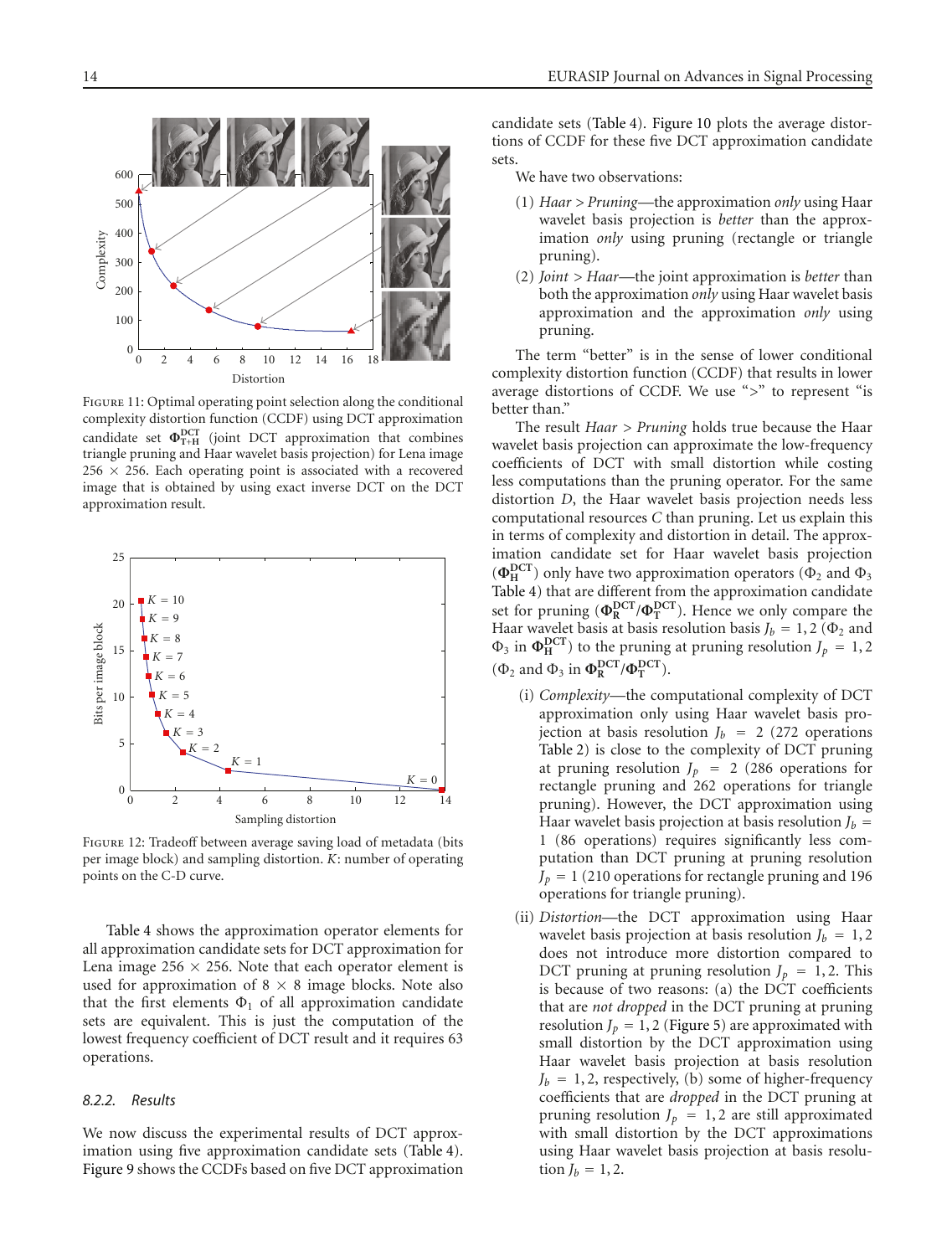FIGURE 11: Optimal operating point selection along the conditional complexity distortion function (CCDF) using DCT approximation candidate set $\mathbf{\Phi}_{\mathbf{T+H}}^{\mathbf{DCT}}$ (joint DCT approximation that combines triangle pruning and Haar wavelet basis projection) for Lena image $256 \times 256$. Each operating point is associated with a recovered image that is obtained by using exact inverse DCT on the DCT approximation result.

FIGURE 12: Tradeoff between average saving load of metadata (bits per image block) and sampling distortion. $K$: number of operating points on the C-D curve.

Table 4 shows the approximation operator elements for all approximation candidate sets for DCT approximation for Lena image $256 \times 256$. Note that each operator element is used for approximation of $8 \times 8$ image blocks. Note also that the first elements $\Phi_1$ of all approximation candidate sets are equivalent. This is just the computation of the lowest frequency coefficient of DCT result and it requires 63 operations.

### 8.2.2. Results

We now discuss the experimental results of DCT approximation using five approximation candidate sets (Table 4). Figure 9 shows the CCDFs based on five DCT approximation candidate sets (Table 4). Figure 10 plots the average distortions of CCDF for these five DCT approximation candidate sets.

We have two observations:

(1) *Haar* > *Pruning*—the approximation *only* using Haar wavelet basis projection is *better* than the approximation *only* using pruning (rectangle or triangle pruning).

(2) *Joint* > *Haar*—the joint approximation is *better* than both the approximation *only* using Haar wavelet basis approximation and the approximation *only* using pruning.

The term "better" is in the sense of lower conditional complexity distortion function (CCDF) that results in lower average distortions of CCDF. We use ">" to represent "is better than."

The result *Haar* > *Pruning* holds true because the Haar wavelet basis projection can approximate the low-frequency coefficients of DCT with small distortion while costing less computations than the pruning operator. For the same distortion $D$, the Haar wavelet basis projection needs less computational resources $C$ than pruning. Let us explain this in terms of complexity and distortion in detail. The approximation candidate set for Haar wavelet basis projection ($\mathbf{\Phi}_{\mathbf{H}}^{\mathbf{DCT}}$) only have two approximation operators ($\Phi_2$ and $\Phi_3$ Table 4) that are different from the approximation candidate set for pruning ($\mathbf{\Phi}_{\mathbf{R}}^{\mathbf{DCT}}/\mathbf{\Phi}_{\mathbf{T}}^{\mathbf{DCT}}$). Hence we only compare the Haar wavelet basis at basis resolution basis $J_b = 1, 2$ ($\Phi_2$ and $\Phi_3$ in $\mathbf{\Phi}_{\mathbf{H}}^{\mathbf{DCT}}$) to the pruning at pruning resolution $J_p = 1, 2$ ($\Phi_2$ and $\Phi_3$ in $\mathbf{\Phi}_{\mathbf{R}}^{\mathbf{DCT}}/\mathbf{\Phi}_{\mathbf{T}}^{\mathbf{DCT}}$).

(i) *Complexity*—the computational complexity of DCT approximation only using Haar wavelet basis projection at basis resolution $J_b = 2$ (272 operations Table 2) is close to the complexity of DCT pruning at pruning resolution $J_p = 2$ (286 operations for rectangle pruning and 262 operations for triangle pruning). However, the DCT approximation using Haar wavelet basis projection at basis resolution $J_b = 1$ (86 operations) requires significantly less computation than DCT pruning at pruning resolution $J_p = 1$ (210 operations for rectangle pruning and 196 operations for triangle pruning).

(ii) *Distortion*—the DCT approximation using Haar wavelet basis projection at basis resolution $J_b = 1, 2$ does not introduce more distortion compared to DCT pruning at pruning resolution $J_p = 1, 2$. This is because of two reasons: (a) the DCT coefficients that are *not dropped* in the DCT pruning at pruning resolution $J_p = 1, 2$ (Figure 5) are approximated with small distortion by the DCT approximation using Haar wavelet basis projection at basis resolution $J_b = 1, 2$, respectively, (b) some of higher-frequency coefficients that are *dropped* in the DCT pruning at pruning resolution $J_p = 1, 2$ are still approximated with small distortion by the DCT approximations using Haar wavelet basis projection at basis resolution $J_b = 1, 2$.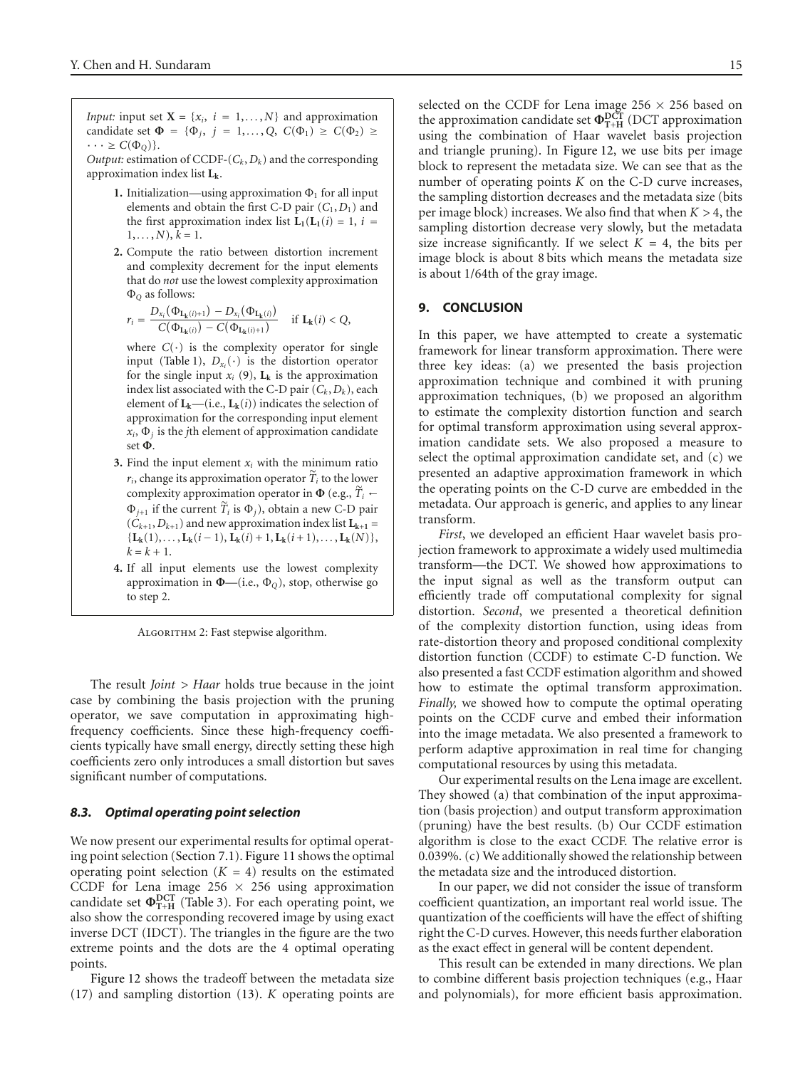*Input:* input set $\mathbf{X} = \{x_i,\ i = 1,\dots,N\}$ and approximation candidate set $\mathbf{\Phi} = \{\Phi_j,\ j = 1,\dots,Q,\ C(\Phi_1) \geq C(\Phi_2) \geq \cdots \geq C(\Phi_Q)\}$.

*Output:* estimation of CCDF-$(C_k, D_k)$ and the corresponding approximation index list $\mathbf{L_k}$.

1. Initialization—using approximation $\Phi_1$ for all input elements and obtain the first C-D pair $(C_1, D_1)$ and the first approximation index list $\mathbf{L_1}(\mathbf{L_1}(i) = 1,\ i = 1,\dots,N)$, $k = 1$.
2. Compute the ratio between distortion increment and complexity decrement for the input elements that do *not* use the lowest complexity approximation $\Phi_Q$ as follows:
$$r_i = \frac{D_{x_i}(\Phi_{\mathbf{L_k}(i)+1}) - D_{x_i}(\Phi_{\mathbf{L_k}(i)})}{C(\Phi_{\mathbf{L_k}(i)}) - C(\Phi_{\mathbf{L_k}(i)+1})} \quad \text{if } \mathbf{L_k}(i) < Q,$$
where $C(\cdot)$ is the complexity operator for single input (Table 1), $D_{x_i}(\cdot)$ is the distortion operator for the single input $x_i$ (9), $\mathbf{L_k}$ is the approximation index list associated with the C-D pair $(C_k, D_k)$, each element of $\mathbf{L_k}$—(i.e., $\mathbf{L_k}(i)$) indicates the selection of approximation for the corresponding input element $x_i$, $\Phi_j$ is the $j$th element of approximation candidate set $\mathbf{\Phi}$.
3. Find the input element $x_i$ with the minimum ratio $r_i$, change its approximation operator $\widetilde{T}_i$ to the lower complexity approximation operator in $\mathbf{\Phi}$ (e.g., $\widetilde{T}_i \leftarrow \Phi_{j+1}$ if the current $\widetilde{T}_i$ is $\Phi_j$), obtain a new C-D pair $(C_{k+1}, D_{k+1})$ and new approximation index list $\mathbf{L_{k+1}} = \{\mathbf{L_k}(1),\dots,\mathbf{L_k}(i-1), \mathbf{L_k}(i)+1, \mathbf{L_k}(i+1),\dots,\mathbf{L_k}(N)\}$, $k = k+1$.
4. If all input elements use the lowest complexity approximation in $\mathbf{\Phi}$—(i.e., $\Phi_Q$), stop, otherwise go to step 2.

Algorithm 2: Fast stepwise algorithm.

The result *Joint* > *Haar* holds true because in the joint case by combining the basis projection with the pruning operator, we save computation in approximating high-frequency coefficients. Since these high-frequency coefficients typically have small energy, directly setting these high coefficients zero only introduces a small distortion but saves significant number of computations.

### *8.3. Optimal operating point selection*

We now present our experimental results for optimal operating point selection (Section 7.1). Figure 11 shows the optimal operating point selection ($K = 4$) results on the estimated CCDF for Lena image $256 \times 256$ using approximation candidate set $\mathbf{\Phi}^{\mathbf{DCT}}_{\mathbf{T+H}}$ (Table 3). For each operating point, we also show the corresponding recovered image by using exact inverse DCT (IDCT). The triangles in the figure are the two extreme points and the dots are the 4 optimal operating points.

Figure 12 shows the tradeoff between the metadata size (17) and sampling distortion (13). $K$ operating points are selected on the CCDF for Lena image $256 \times 256$ based on the approximation candidate set $\mathbf{\Phi}^{\mathbf{DCT}}_{\mathbf{T+H}}$ (DCT approximation using the combination of Haar wavelet basis projection and triangle pruning). In Figure 12, we use bits per image block to represent the metadata size. We can see that as the number of operating points $K$ on the C-D curve increases, the sampling distortion decreases and the metadata size (bits per image block) increases. We also find that when $K > 4$, the sampling distortion decrease very slowly, but the metadata size increase significantly. If we select $K = 4$, the bits per image block is about 8 bits which means the metadata size is about 1/64th of the gray image.

## 9. CONCLUSION

In this paper, we have attempted to create a systematic framework for linear transform approximation. There were three key ideas: (a) we presented the basis projection approximation technique and combined it with pruning approximation techniques, (b) we proposed an algorithm to estimate the complexity distortion function and search for optimal transform approximation using several approximation candidate sets. We also proposed a measure to select the optimal approximation candidate set, and (c) we presented an adaptive approximation framework in which the operating points on the C-D curve are embedded in the metadata. Our approach is generic, and applies to any linear transform.

*First*, we developed an efficient Haar wavelet basis projection framework to approximate a widely used multimedia transform—the DCT. We showed how approximations to the input signal as well as the transform output can efficiently trade off computational complexity for signal distortion. *Second*, we presented a theoretical definition of the complexity distortion function, using ideas from rate-distortion theory and proposed conditional complexity distortion function (CCDF) to estimate C-D function. We also presented a fast CCDF estimation algorithm and showed how to estimate the optimal transform approximation. *Finally,* we showed how to compute the optimal operating points on the CCDF curve and embed their information into the image metadata. We also presented a framework to perform adaptive approximation in real time for changing computational resources by using this metadata.

Our experimental results on the Lena image are excellent. They showed (a) that combination of the input approximation (basis projection) and output transform approximation (pruning) have the best results. (b) Our CCDF estimation algorithm is close to the exact CCDF. The relative error is 0.039%. (c) We additionally showed the relationship between the metadata size and the introduced distortion.

In our paper, we did not consider the issue of transform coefficient quantization, an important real world issue. The quantization of the coefficients will have the effect of shifting right the C-D curves. However, this needs further elaboration as the exact effect in general will be content dependent.

This result can be extended in many directions. We plan to combine different basis projection techniques (e.g., Haar and polynomials), for more efficient basis approximation.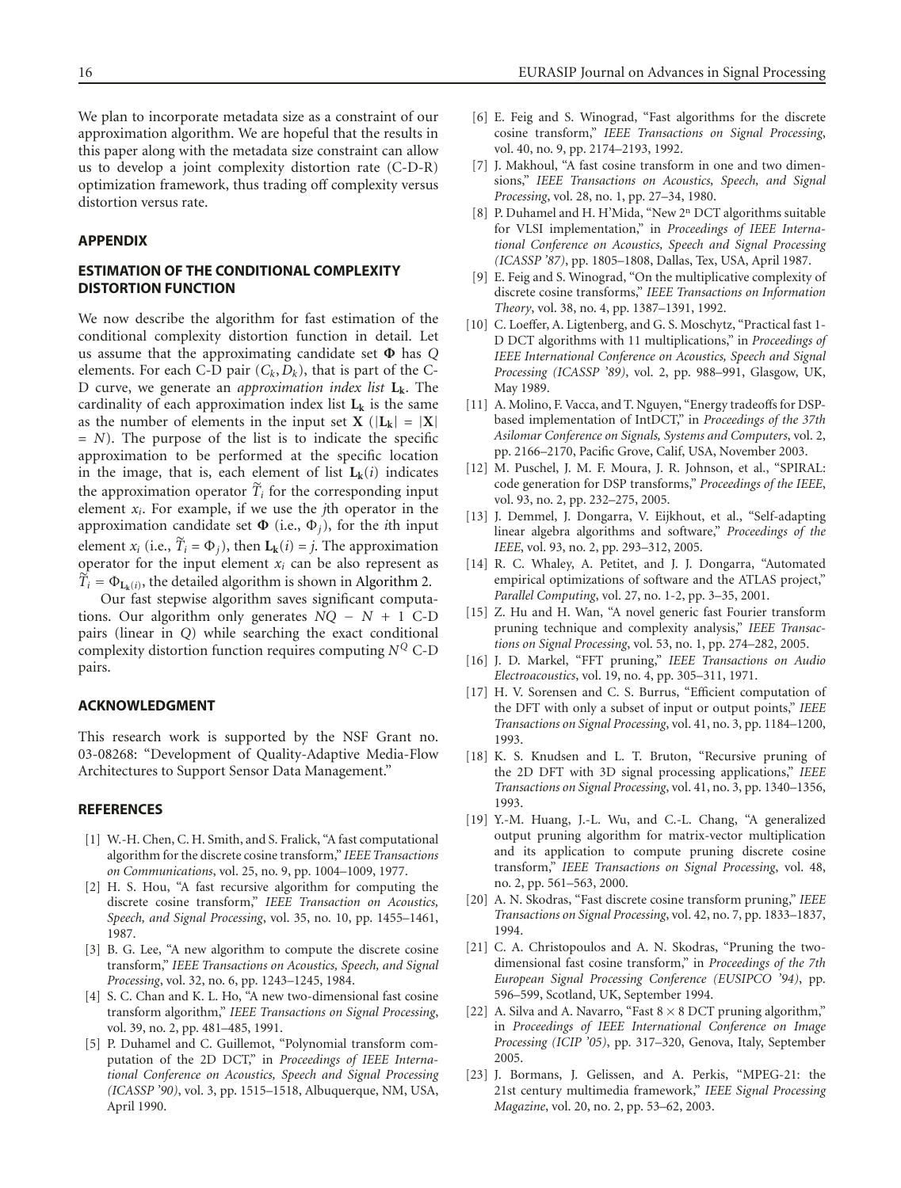We plan to incorporate metadata size as a constraint of our approximation algorithm. We are hopeful that the results in this paper along with the metadata size constraint can allow us to develop a joint complexity distortion rate (C-D-R) optimization framework, thus trading off complexity versus distortion versus rate.

## APPENDIX

## ESTIMATION OF THE CONDITIONAL COMPLEXITY DISTORTION FUNCTION

We now describe the algorithm for fast estimation of the conditional complexity distortion function in detail. Let us assume that the approximating candidate set $\mathbf{\Phi}$ has $Q$ elements. For each C-D pair $(C_k, D_k)$, that is part of the C-D curve, we generate an *approximation index list* $\mathbf{L_k}$. The cardinality of each approximation index list $\mathbf{L_k}$ is the same as the number of elements in the input set $\mathbf{X}$ ($|\mathbf{L_k}| = |\mathbf{X}| = N$). The purpose of the list is to indicate the specific approximation to be performed at the specific location in the image, that is, each element of list $\mathbf{L_k}(i)$ indicates the approximation operator $\widetilde{T}_i$ for the corresponding input element $x_i$. For example, if we use the $j$th operator in the approximation candidate set $\mathbf{\Phi}$ (i.e., $\Phi_j$), for the $i$th input element $x_i$ (i.e., $\widetilde{T}_i = \Phi_j$), then $\mathbf{L_k}(i) = j$. The approximation operator for the input element $x_i$ can be also represent as $\widetilde{T}_i = \Phi_{\mathbf{L_k}(i)}$, the detailed algorithm is shown in Algorithm 2.

Our fast stepwise algorithm saves significant computations. Our algorithm only generates $NQ - N + 1$ C-D pairs (linear in $Q$) while searching the exact conditional complexity distortion function requires computing $N^Q$ C-D pairs.

## ACKNOWLEDGMENT

This research work is supported by the NSF Grant no. 03-08268: "Development of Quality-Adaptive Media-Flow Architectures to Support Sensor Data Management."

## REFERENCES

[1] W.-H. Chen, C. H. Smith, and S. Fralick, "A fast computational algorithm for the discrete cosine transform," *IEEE Transactions on Communications*, vol. 25, no. 9, pp. 1004–1009, 1977.

[2] H. S. Hou, "A fast recursive algorithm for computing the discrete cosine transform," *IEEE Transaction on Acoustics, Speech, and Signal Processing*, vol. 35, no. 10, pp. 1455–1461, 1987.

[3] B. G. Lee, "A new algorithm to compute the discrete cosine transform," *IEEE Transactions on Acoustics, Speech, and Signal Processing*, vol. 32, no. 6, pp. 1243–1245, 1984.

[4] S. C. Chan and K. L. Ho, "A new two-dimensional fast cosine transform algorithm," *IEEE Transactions on Signal Processing*, vol. 39, no. 2, pp. 481–485, 1991.

[5] P. Duhamel and C. Guillemot, "Polynomial transform computation of the 2D DCT," in *Proceedings of IEEE International Conference on Acoustics, Speech and Signal Processing (ICASSP '90)*, vol. 3, pp. 1515–1518, Albuquerque, NM, USA, April 1990.

[6] E. Feig and S. Winograd, "Fast algorithms for the discrete cosine transform," *IEEE Transactions on Signal Processing*, vol. 40, no. 9, pp. 2174–2193, 1992.

[7] J. Makhoul, "A fast cosine transform in one and two dimensions," *IEEE Transactions on Acoustics, Speech, and Signal Processing*, vol. 28, no. 1, pp. 27–34, 1980.

[8] P. Duhamel and H. H'Mida, "New $2^n$ DCT algorithms suitable for VLSI implementation," in *Proceedings of IEEE International Conference on Acoustics, Speech and Signal Processing (ICASSP '87)*, pp. 1805–1808, Dallas, Tex, USA, April 1987.

[9] E. Feig and S. Winograd, "On the multiplicative complexity of discrete cosine transforms," *IEEE Transactions on Information Theory*, vol. 38, no. 4, pp. 1387–1391, 1992.

[10] C. Loeffer, A. Ligtenberg, and G. S. Moschytz, "Practical fast 1-D DCT algorithms with 11 multiplications," in *Proceedings of IEEE International Conference on Acoustics, Speech and Signal Processing (ICASSP '89)*, vol. 2, pp. 988–991, Glasgow, UK, May 1989.

[11] A. Molino, F. Vacca, and T. Nguyen, "Energy tradeoffs for DSP-based implementation of IntDCT," in *Proceedings of the 37th Asilomar Conference on Signals, Systems and Computers*, vol. 2, pp. 2166–2170, Pacific Grove, Calif, USA, November 2003.

[12] M. Puschel, J. M. F. Moura, J. R. Johnson, et al., "SPIRAL: code generation for DSP transforms," *Proceedings of the IEEE*, vol. 93, no. 2, pp. 232–275, 2005.

[13] J. Demmel, J. Dongarra, V. Eijkhout, et al., "Self-adapting linear algebra algorithms and software," *Proceedings of the IEEE*, vol. 93, no. 2, pp. 293–312, 2005.

[14] R. C. Whaley, A. Petitet, and J. J. Dongarra, "Automated empirical optimizations of software and the ATLAS project," *Parallel Computing*, vol. 27, no. 1-2, pp. 3–35, 2001.

[15] Z. Hu and H. Wan, "A novel generic fast Fourier transform pruning technique and complexity analysis," *IEEE Transactions on Signal Processing*, vol. 53, no. 1, pp. 274–282, 2005.

[16] J. D. Markel, "FFT pruning," *IEEE Transactions on Audio Electroacoustics*, vol. 19, no. 4, pp. 305–311, 1971.

[17] H. V. Sorensen and C. S. Burrus, "Efficient computation of the DFT with only a subset of input or output points," *IEEE Transactions on Signal Processing*, vol. 41, no. 3, pp. 1184–1200, 1993.

[18] K. S. Knudsen and L. T. Bruton, "Recursive pruning of the 2D DFT with 3D signal processing applications," *IEEE Transactions on Signal Processing*, vol. 41, no. 3, pp. 1340–1356, 1993.

[19] Y.-M. Huang, J.-L. Wu, and C.-L. Chang, "A generalized output pruning algorithm for matrix-vector multiplication and its application to compute pruning discrete cosine transform," *IEEE Transactions on Signal Processing*, vol. 48, no. 2, pp. 561–563, 2000.

[20] A. N. Skodras, "Fast discrete cosine transform pruning," *IEEE Transactions on Signal Processing*, vol. 42, no. 7, pp. 1833–1837, 1994.

[21] C. A. Christopoulos and A. N. Skodras, "Pruning the two-dimensional fast cosine transform," in *Proceedings of the 7th European Signal Processing Conference (EUSIPCO '94)*, pp. 596–599, Scotland, UK, September 1994.

[22] A. Silva and A. Navarro, "Fast $8 \times 8$ DCT pruning algorithm," in *Proceedings of IEEE International Conference on Image Processing (ICIP '05)*, pp. 317–320, Genova, Italy, September 2005.

[23] J. Bormans, J. Gelissen, and A. Perkis, "MPEG-21: the 21st century multimedia framework," *IEEE Signal Processing Magazine*, vol. 20, no. 2, pp. 53–62, 2003.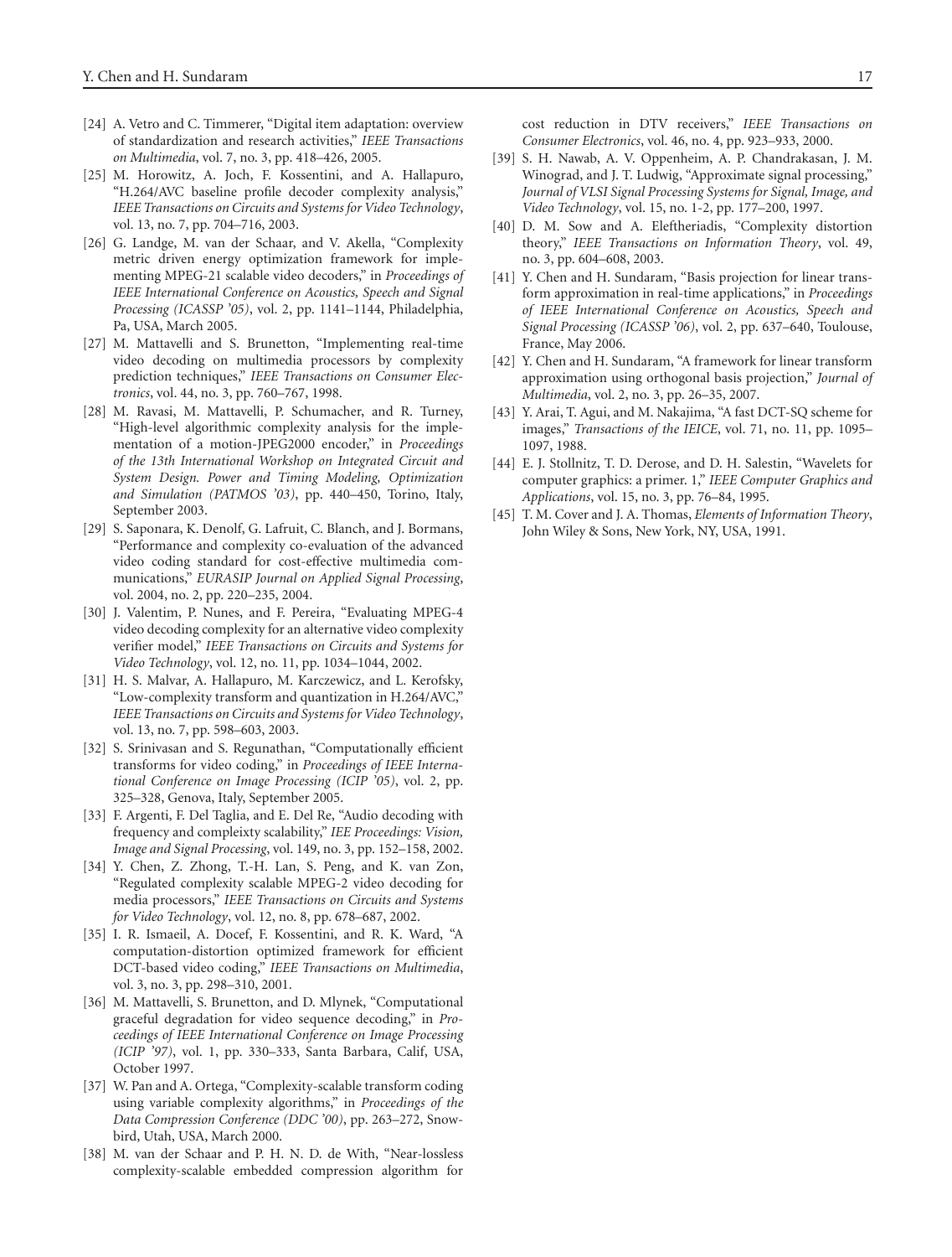[24] A. Vetro and C. Timmerer, "Digital item adaptation: overview of standardization and research activities," *IEEE Transactions on Multimedia*, vol. 7, no. 3, pp. 418–426, 2005.

[25] M. Horowitz, A. Joch, F. Kossentini, and A. Hallapuro, "H.264/AVC baseline profile decoder complexity analysis," *IEEE Transactions on Circuits and Systems for Video Technology*, vol. 13, no. 7, pp. 704–716, 2003.

[26] G. Landge, M. van der Schaar, and V. Akella, "Complexity metric driven energy optimization framework for implementing MPEG-21 scalable video decoders," in *Proceedings of IEEE International Conference on Acoustics, Speech and Signal Processing (ICASSP '05)*, vol. 2, pp. 1141–1144, Philadelphia, Pa, USA, March 2005.

[27] M. Mattavelli and S. Brunetton, "Implementing real-time video decoding on multimedia processors by complexity prediction techniques," *IEEE Transactions on Consumer Electronics*, vol. 44, no. 3, pp. 760–767, 1998.

[28] M. Ravasi, M. Mattavelli, P. Schumacher, and R. Turney, "High-level algorithmic complexity analysis for the implementation of a motion-JPEG2000 encoder," in *Proceedings of the 13th International Workshop on Integrated Circuit and System Design. Power and Timing Modeling, Optimization and Simulation (PATMOS '03)*, pp. 440–450, Torino, Italy, September 2003.

[29] S. Saponara, K. Denolf, G. Lafruit, C. Blanch, and J. Bormans, "Performance and complexity co-evaluation of the advanced video coding standard for cost-effective multimedia communications," *EURASIP Journal on Applied Signal Processing*, vol. 2004, no. 2, pp. 220–235, 2004.

[30] J. Valentim, P. Nunes, and F. Pereira, "Evaluating MPEG-4 video decoding complexity for an alternative video complexity verifier model," *IEEE Transactions on Circuits and Systems for Video Technology*, vol. 12, no. 11, pp. 1034–1044, 2002.

[31] H. S. Malvar, A. Hallapuro, M. Karczewicz, and L. Kerofsky, "Low-complexity transform and quantization in H.264/AVC," *IEEE Transactions on Circuits and Systems for Video Technology*, vol. 13, no. 7, pp. 598–603, 2003.

[32] S. Srinivasan and S. Regunathan, "Computationally efficient transforms for video coding," in *Proceedings of IEEE International Conference on Image Processing (ICIP '05)*, vol. 2, pp. 325–328, Genova, Italy, September 2005.

[33] F. Argenti, F. Del Taglia, and E. Del Re, "Audio decoding with frequency and compleixty scalability," *IEE Proceedings: Vision, Image and Signal Processing*, vol. 149, no. 3, pp. 152–158, 2002.

[34] Y. Chen, Z. Zhong, T.-H. Lan, S. Peng, and K. van Zon, "Regulated complexity scalable MPEG-2 video decoding for media processors," *IEEE Transactions on Circuits and Systems for Video Technology*, vol. 12, no. 8, pp. 678–687, 2002.

[35] I. R. Ismaeil, A. Docef, F. Kossentini, and R. K. Ward, "A computation-distortion optimized framework for efficient DCT-based video coding," *IEEE Transactions on Multimedia*, vol. 3, no. 3, pp. 298–310, 2001.

[36] M. Mattavelli, S. Brunetton, and D. Mlynek, "Computational graceful degradation for video sequence decoding," in *Proceedings of IEEE International Conference on Image Processing (ICIP '97)*, vol. 1, pp. 330–333, Santa Barbara, Calif, USA, October 1997.

[37] W. Pan and A. Ortega, "Complexity-scalable transform coding using variable complexity algorithms," in *Proceedings of the Data Compression Conference (DDC '00)*, pp. 263–272, Snowbird, Utah, USA, March 2000.

[38] M. van der Schaar and P. H. N. D. de With, "Near-lossless complexity-scalable embedded compression algorithm for cost reduction in DTV receivers," *IEEE Transactions on Consumer Electronics*, vol. 46, no. 4, pp. 923–933, 2000.

[39] S. H. Nawab, A. V. Oppenheim, A. P. Chandrakasan, J. M. Winograd, and J. T. Ludwig, "Approximate signal processing," *Journal of VLSI Signal Processing Systems for Signal, Image, and Video Technology*, vol. 15, no. 1-2, pp. 177–200, 1997.

[40] D. M. Sow and A. Eleftheriadis, "Complexity distortion theory," *IEEE Transactions on Information Theory*, vol. 49, no. 3, pp. 604–608, 2003.

[41] Y. Chen and H. Sundaram, "Basis projection for linear transform approximation in real-time applications," in *Proceedings of IEEE International Conference on Acoustics, Speech and Signal Processing (ICASSP '06)*, vol. 2, pp. 637–640, Toulouse, France, May 2006.

[42] Y. Chen and H. Sundaram, "A framework for linear transform approximation using orthogonal basis projection," *Journal of Multimedia*, vol. 2, no. 3, pp. 26–35, 2007.

[43] Y. Arai, T. Agui, and M. Nakajima, "A fast DCT-SQ scheme for images," *Transactions of the IEICE*, vol. 71, no. 11, pp. 1095–1097, 1988.

[44] E. J. Stollnitz, T. D. Derose, and D. H. Salestin, "Wavelets for computer graphics: a primer. 1," *IEEE Computer Graphics and Applications*, vol. 15, no. 3, pp. 76–84, 1995.

[45] T. M. Cover and J. A. Thomas, *Elements of Information Theory*, John Wiley & Sons, New York, NY, USA, 1991.